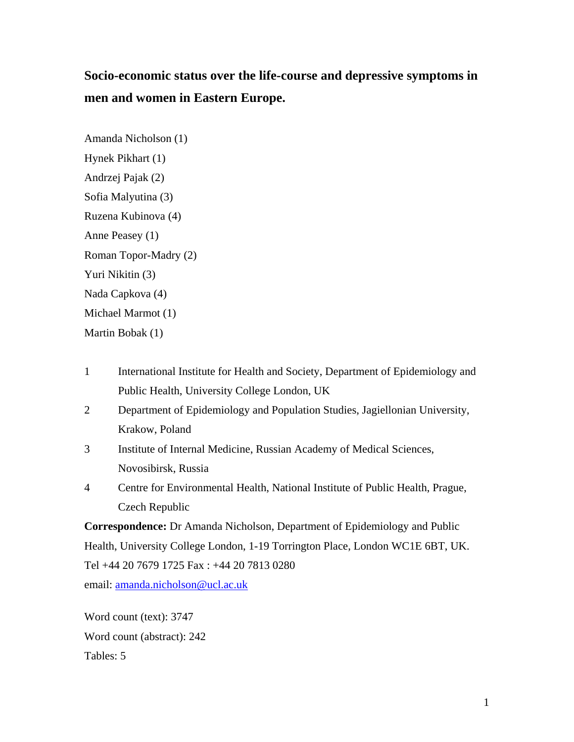# Socio-economic status over the life-course and depressive symptoms in men and women in Eastern Europe.

Amanda Nicholson (1)  
Hynek Pikhart (1)  
Andrzej Pajak (2)  
Sofia Malyutina (3)  
Ruzena Kubinova (4)  
Anne Peasey (1)  
Roman Topor-Madry (2)  
Yuri Nikitin (3)  
Nada Capkova (4)  
Michael Marmot (1)  
Martin Bobak (1)

1. International Institute for Health and Society, Department of Epidemiology and Public Health, University College London, UK
2. Department of Epidemiology and Population Studies, Jagiellonian University, Krakow, Poland
3. Institute of Internal Medicine, Russian Academy of Medical Sciences, Novosibirsk, Russia
4. Centre for Environmental Health, National Institute of Public Health, Prague, Czech Republic

**Correspondence:** Dr Amanda Nicholson, Department of Epidemiology and Public Health, University College London, 1-19 Torrington Place, London WC1E 6BT, UK.  
Tel +44 20 7679 1725 Fax : +44 20 7813 0280  
email: amanda.nicholson@ucl.ac.uk

Word count (text): 3747  
Word count (abstract): 242  
Tables: 5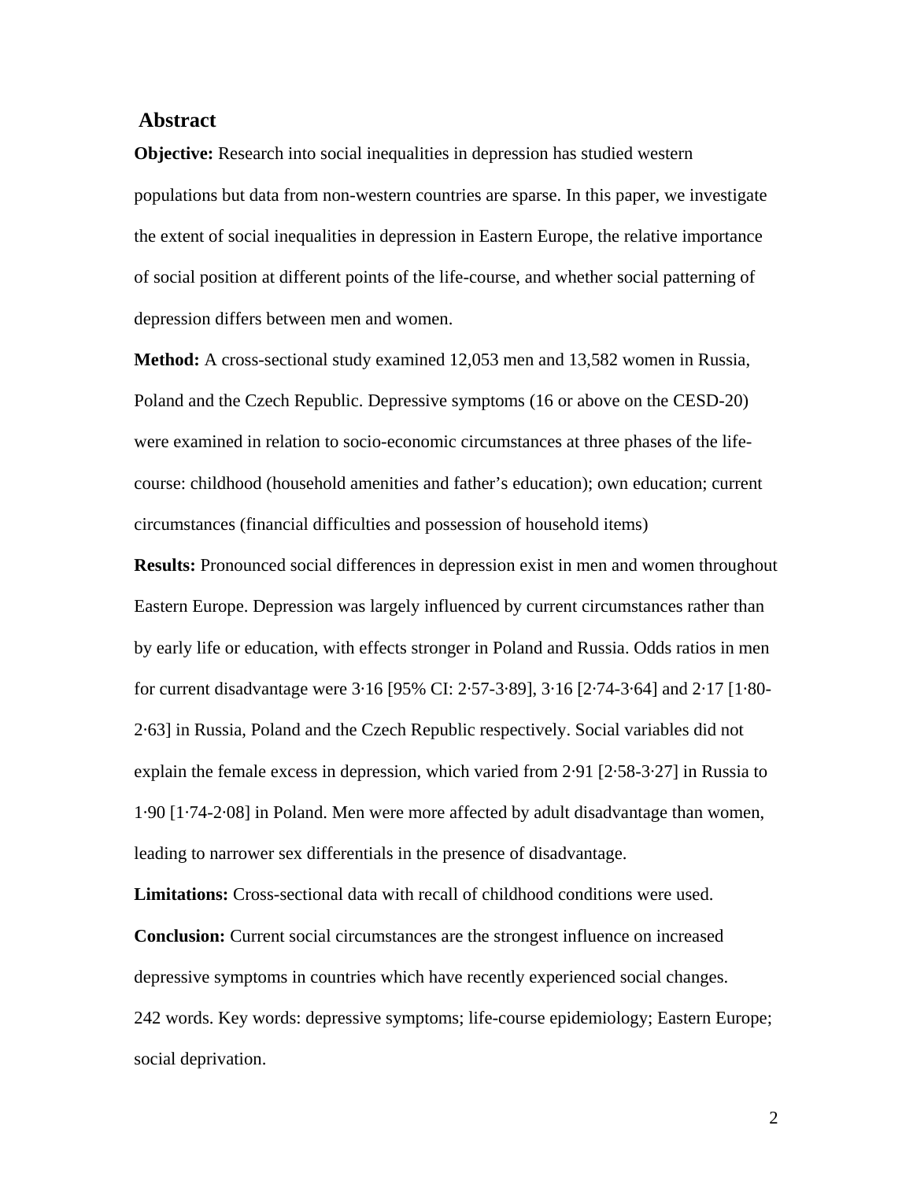## Abstract

**Objective:** Research into social inequalities in depression has studied western populations but data from non-western countries are sparse. In this paper, we investigate the extent of social inequalities in depression in Eastern Europe, the relative importance of social position at different points of the life-course, and whether social patterning of depression differs between men and women.

**Method:** A cross-sectional study examined 12,053 men and 13,582 women in Russia, Poland and the Czech Republic. Depressive symptoms (16 or above on the CESD-20) were examined in relation to socio-economic circumstances at three phases of the life-course: childhood (household amenities and father's education); own education; current circumstances (financial difficulties and possession of household items)

**Results:** Pronounced social differences in depression exist in men and women throughout Eastern Europe. Depression was largely influenced by current circumstances rather than by early life or education, with effects stronger in Poland and Russia. Odds ratios in men for current disadvantage were 3·16 [95% CI: 2·57-3·89], 3·16 [2·74-3·64] and 2·17 [1·80-2·63] in Russia, Poland and the Czech Republic respectively. Social variables did not explain the female excess in depression, which varied from 2·91 [2·58-3·27] in Russia to 1·90 [1·74-2·08] in Poland. Men were more affected by adult disadvantage than women, leading to narrower sex differentials in the presence of disadvantage.

**Limitations:** Cross-sectional data with recall of childhood conditions were used.

**Conclusion:** Current social circumstances are the strongest influence on increased depressive symptoms in countries which have recently experienced social changes.

242 words. Key words: depressive symptoms; life-course epidemiology; Eastern Europe; social deprivation.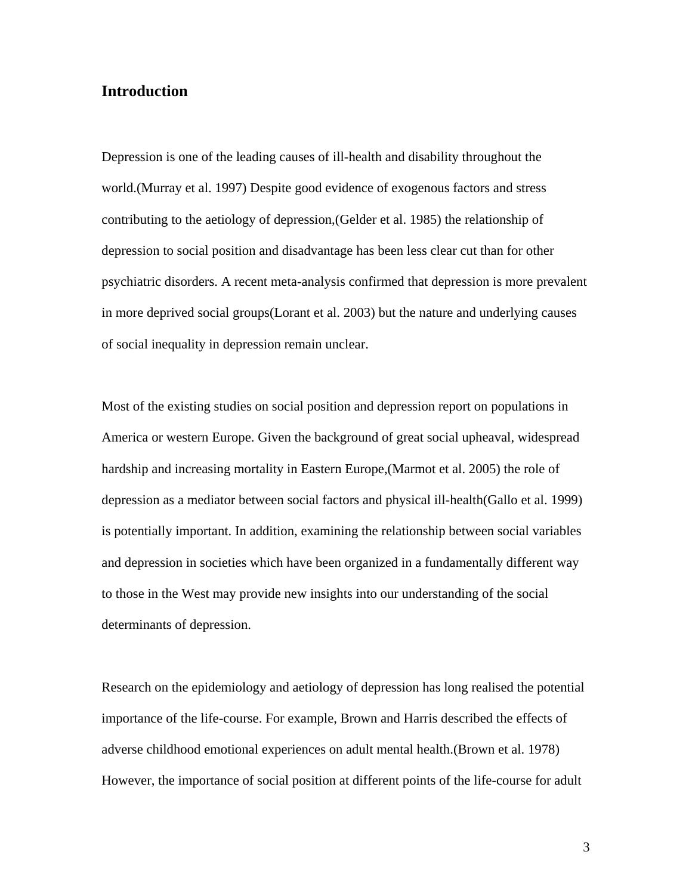## Introduction

Depression is one of the leading causes of ill-health and disability throughout the world.(Murray et al. 1997) Despite good evidence of exogenous factors and stress contributing to the aetiology of depression,(Gelder et al. 1985) the relationship of depression to social position and disadvantage has been less clear cut than for other psychiatric disorders. A recent meta-analysis confirmed that depression is more prevalent in more deprived social groups(Lorant et al. 2003) but the nature and underlying causes of social inequality in depression remain unclear.

Most of the existing studies on social position and depression report on populations in America or western Europe. Given the background of great social upheaval, widespread hardship and increasing mortality in Eastern Europe,(Marmot et al. 2005) the role of depression as a mediator between social factors and physical ill-health(Gallo et al. 1999) is potentially important. In addition, examining the relationship between social variables and depression in societies which have been organized in a fundamentally different way to those in the West may provide new insights into our understanding of the social determinants of depression.

Research on the epidemiology and aetiology of depression has long realised the potential importance of the life-course. For example, Brown and Harris described the effects of adverse childhood emotional experiences on adult mental health.(Brown et al. 1978) However, the importance of social position at different points of the life-course for adult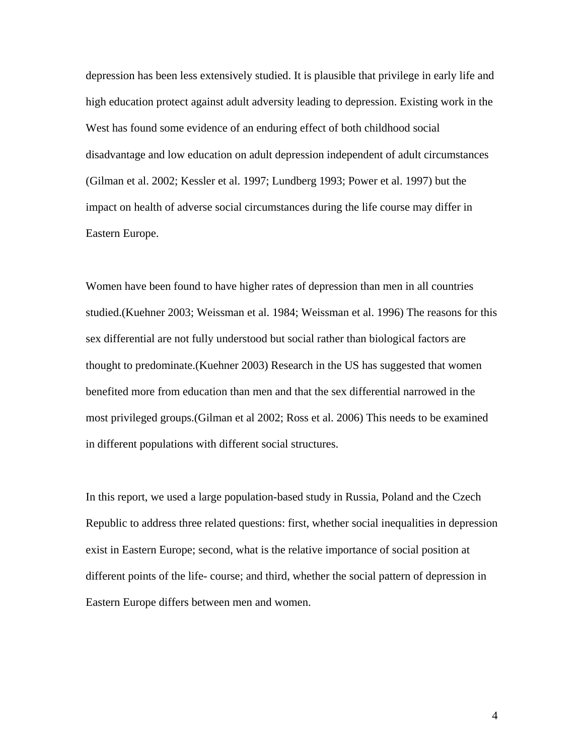depression has been less extensively studied. It is plausible that privilege in early life and high education protect against adult adversity leading to depression. Existing work in the West has found some evidence of an enduring effect of both childhood social disadvantage and low education on adult depression independent of adult circumstances (Gilman et al. 2002; Kessler et al. 1997; Lundberg 1993; Power et al. 1997) but the impact on health of adverse social circumstances during the life course may differ in Eastern Europe.

Women have been found to have higher rates of depression than men in all countries studied.(Kuehner 2003; Weissman et al. 1984; Weissman et al. 1996) The reasons for this sex differential are not fully understood but social rather than biological factors are thought to predominate.(Kuehner 2003) Research in the US has suggested that women benefited more from education than men and that the sex differential narrowed in the most privileged groups.(Gilman et al 2002; Ross et al. 2006) This needs to be examined in different populations with different social structures.

In this report, we used a large population-based study in Russia, Poland and the Czech Republic to address three related questions: first, whether social inequalities in depression exist in Eastern Europe; second, what is the relative importance of social position at different points of the life- course; and third, whether the social pattern of depression in Eastern Europe differs between men and women.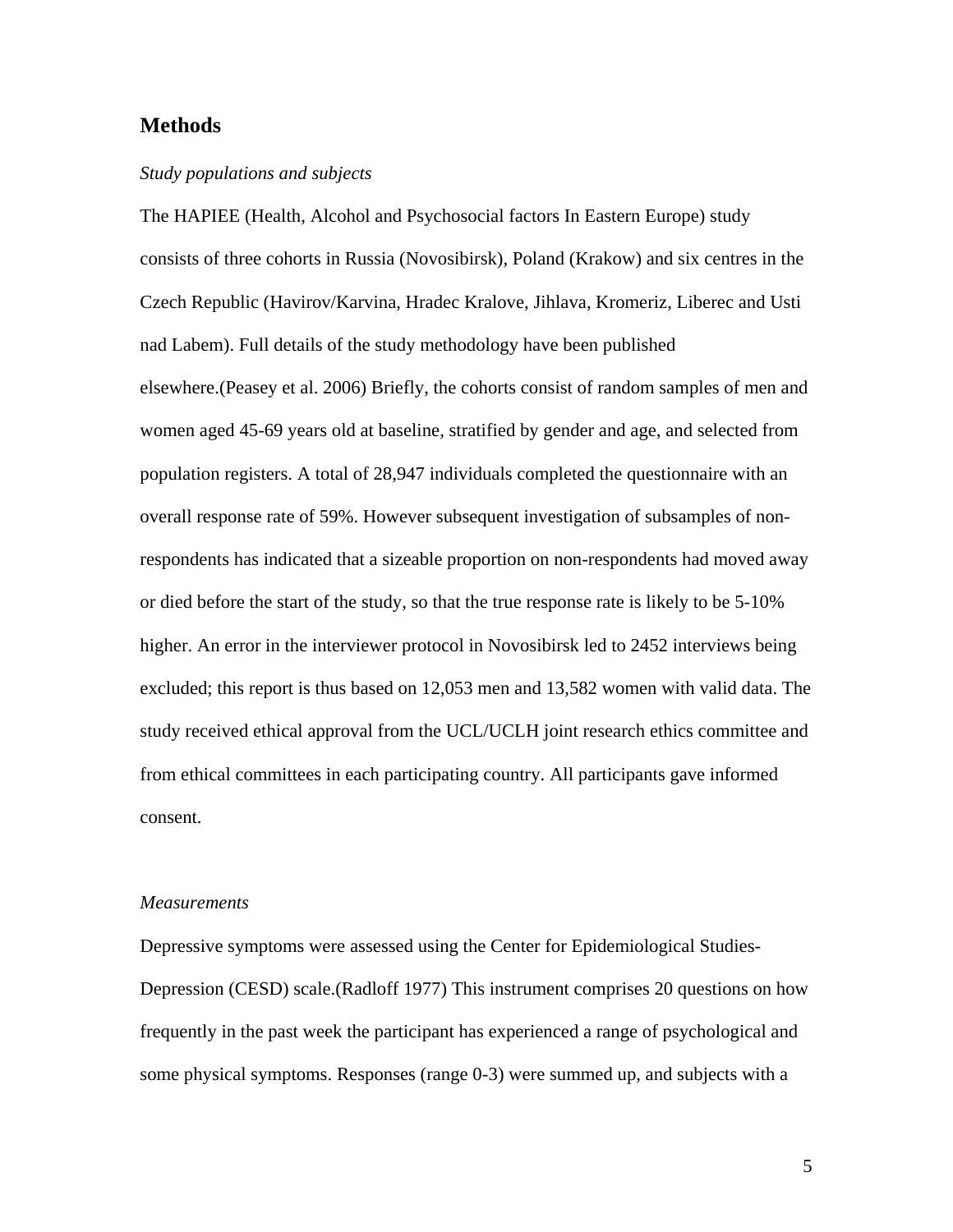## Methods

*Study populations and subjects*

The HAPIEE (Health, Alcohol and Psychosocial factors In Eastern Europe) study consists of three cohorts in Russia (Novosibirsk), Poland (Krakow) and six centres in the Czech Republic (Havirov/Karvina, Hradec Kralove, Jihlava, Kromeriz, Liberec and Usti nad Labem). Full details of the study methodology have been published elsewhere.(Peasey et al. 2006) Briefly, the cohorts consist of random samples of men and women aged 45-69 years old at baseline, stratified by gender and age, and selected from population registers. A total of 28,947 individuals completed the questionnaire with an overall response rate of 59%. However subsequent investigation of subsamples of non-respondents has indicated that a sizeable proportion on non-respondents had moved away or died before the start of the study, so that the true response rate is likely to be 5-10% higher. An error in the interviewer protocol in Novosibirsk led to 2452 interviews being excluded; this report is thus based on 12,053 men and 13,582 women with valid data. The study received ethical approval from the UCL/UCLH joint research ethics committee and from ethical committees in each participating country. All participants gave informed consent.

*Measurements*

Depressive symptoms were assessed using the Center for Epidemiological Studies-Depression (CESD) scale.(Radloff 1977) This instrument comprises 20 questions on how frequently in the past week the participant has experienced a range of psychological and some physical symptoms. Responses (range 0-3) were summed up, and subjects with a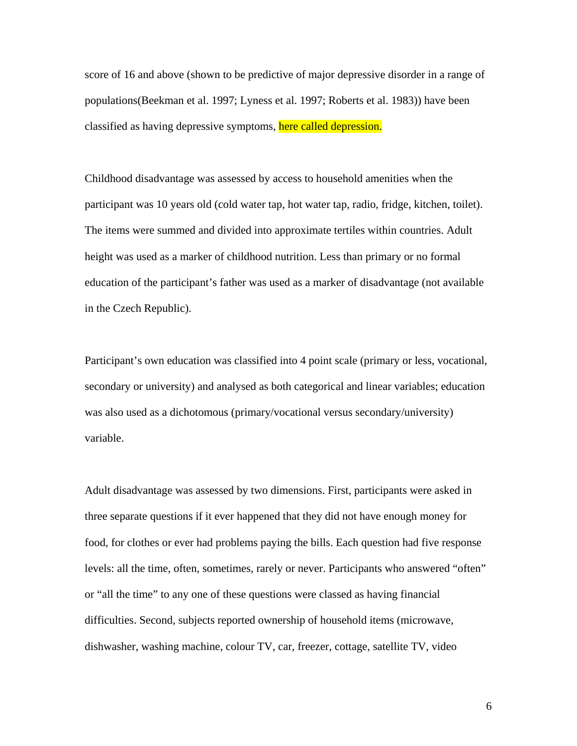score of 16 and above (shown to be predictive of major depressive disorder in a range of populations(Beekman et al. 1997; Lyness et al. 1997; Roberts et al. 1983)) have been classified as having depressive symptoms, here called depression.

Childhood disadvantage was assessed by access to household amenities when the participant was 10 years old (cold water tap, hot water tap, radio, fridge, kitchen, toilet). The items were summed and divided into approximate tertiles within countries. Adult height was used as a marker of childhood nutrition. Less than primary or no formal education of the participant's father was used as a marker of disadvantage (not available in the Czech Republic).

Participant's own education was classified into 4 point scale (primary or less, vocational, secondary or university) and analysed as both categorical and linear variables; education was also used as a dichotomous (primary/vocational versus secondary/university) variable.

Adult disadvantage was assessed by two dimensions. First, participants were asked in three separate questions if it ever happened that they did not have enough money for food, for clothes or ever had problems paying the bills. Each question had five response levels: all the time, often, sometimes, rarely or never. Participants who answered "often" or "all the time" to any one of these questions were classed as having financial difficulties. Second, subjects reported ownership of household items (microwave, dishwasher, washing machine, colour TV, car, freezer, cottage, satellite TV, video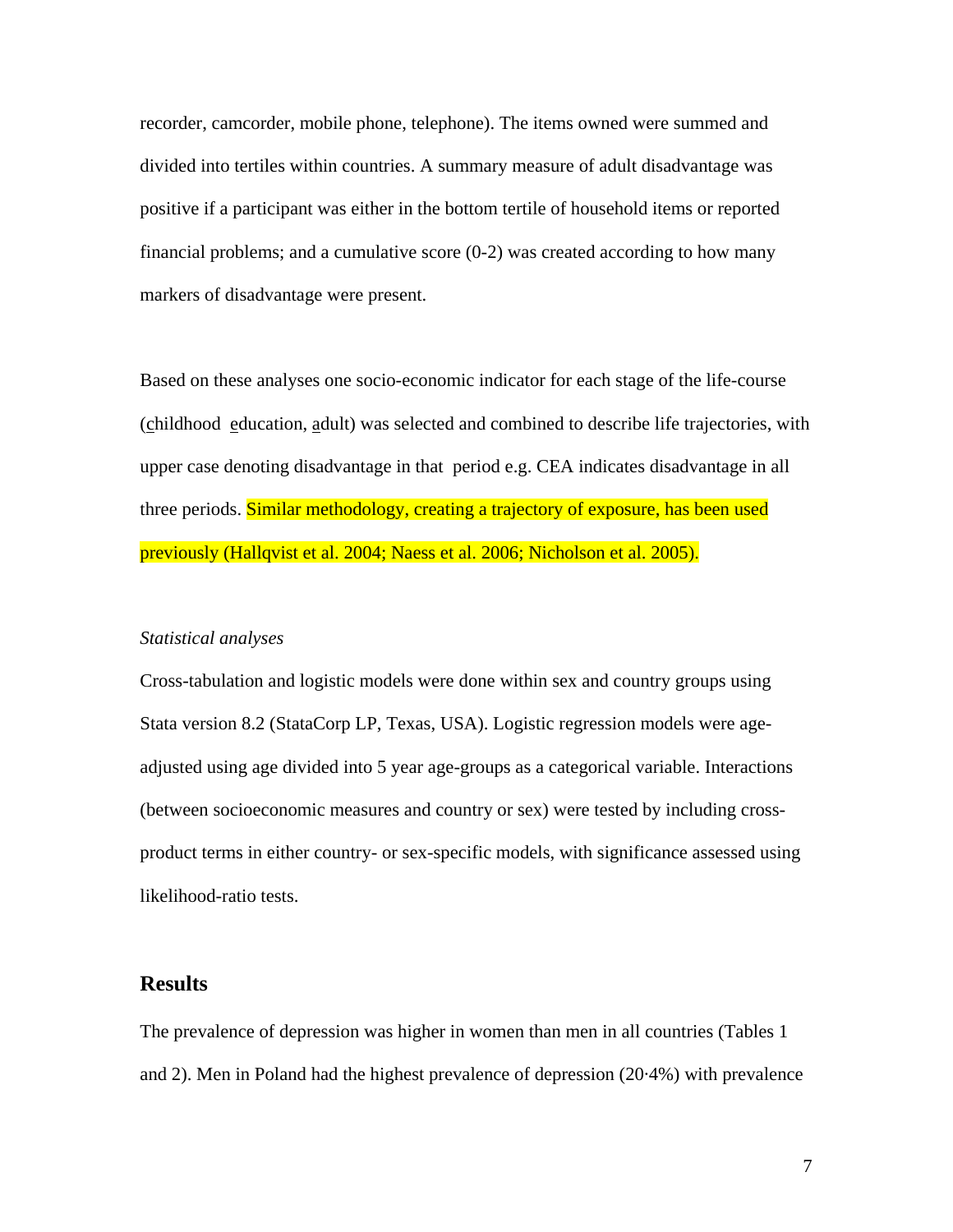recorder, camcorder, mobile phone, telephone). The items owned were summed and divided into tertiles within countries. A summary measure of adult disadvantage was positive if a participant was either in the bottom tertile of household items or reported financial problems; and a cumulative score (0-2) was created according to how many markers of disadvantage were present.

Based on these analyses one socio-economic indicator for each stage of the life-course (childhood education, adult) was selected and combined to describe life trajectories, with upper case denoting disadvantage in that period e.g. CEA indicates disadvantage in all three periods. Similar methodology, creating a trajectory of exposure, has been used previously (Hallqvist et al. 2004; Naess et al. 2006; Nicholson et al. 2005).

*Statistical analyses*

Cross-tabulation and logistic models were done within sex and country groups using Stata version 8.2 (StataCorp LP, Texas, USA). Logistic regression models were age-adjusted using age divided into 5 year age-groups as a categorical variable. Interactions (between socioeconomic measures and country or sex) were tested by including cross-product terms in either country- or sex-specific models, with significance assessed using likelihood-ratio tests.

## Results

The prevalence of depression was higher in women than men in all countries (Tables 1 and 2). Men in Poland had the highest prevalence of depression (20·4%) with prevalence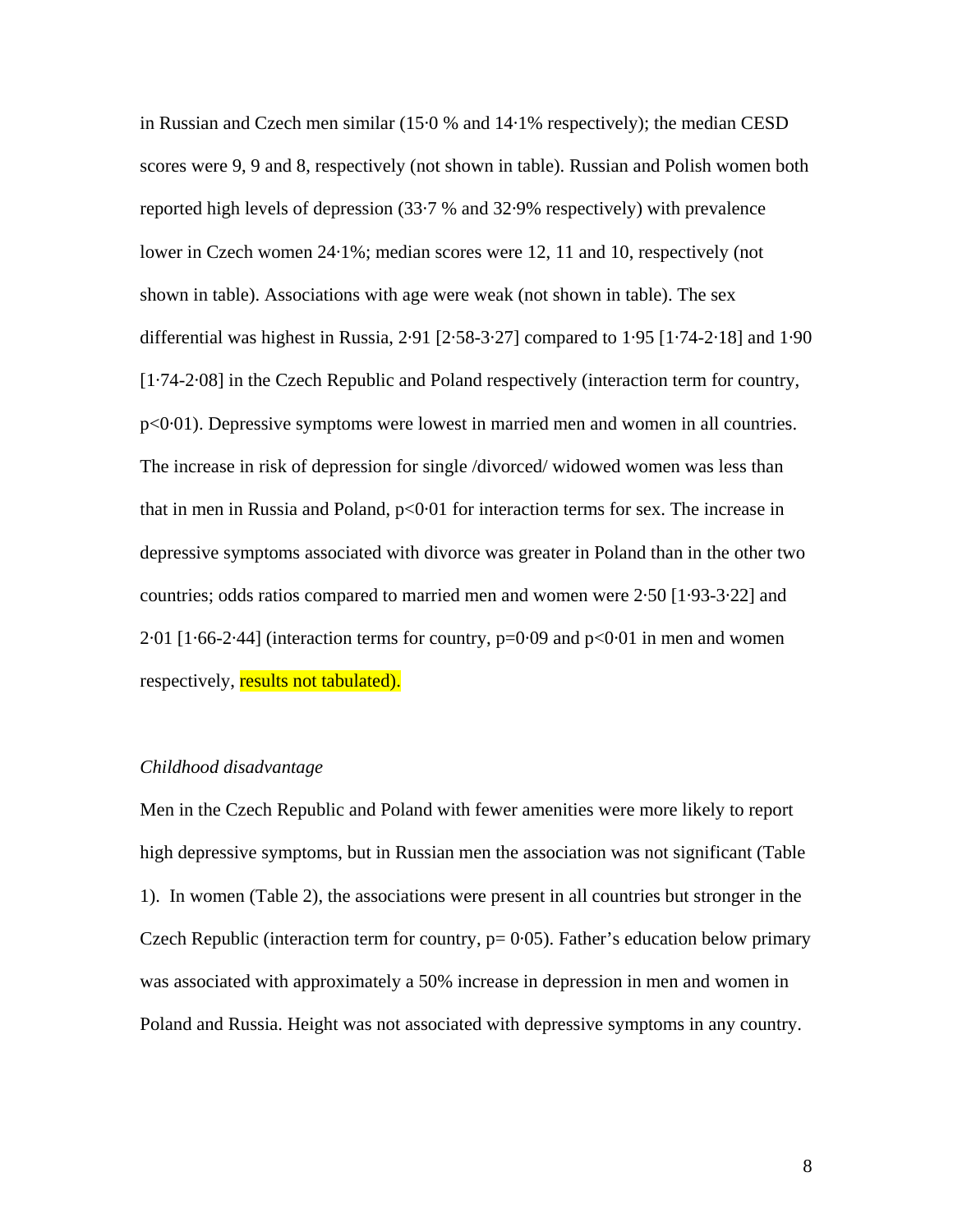in Russian and Czech men similar (15·0 % and 14·1% respectively); the median CESD scores were 9, 9 and 8, respectively (not shown in table). Russian and Polish women both reported high levels of depression (33·7 % and 32·9% respectively) with prevalence lower in Czech women 24·1%; median scores were 12, 11 and 10, respectively (not shown in table). Associations with age were weak (not shown in table). The sex differential was highest in Russia, 2·91 [2·58-3·27] compared to 1·95 [1·74-2·18] and 1·90 [1·74-2·08] in the Czech Republic and Poland respectively (interaction term for country, p<0·01). Depressive symptoms were lowest in married men and women in all countries. The increase in risk of depression for single /divorced/ widowed women was less than that in men in Russia and Poland, p<0·01 for interaction terms for sex. The increase in depressive symptoms associated with divorce was greater in Poland than in the other two countries; odds ratios compared to married men and women were 2·50 [1·93-3·22] and 2·01 [1·66-2·44] (interaction terms for country, p=0·09 and p<0·01 in men and women respectively, results not tabulated).

*Childhood disadvantage*

Men in the Czech Republic and Poland with fewer amenities were more likely to report high depressive symptoms, but in Russian men the association was not significant (Table 1). In women (Table 2), the associations were present in all countries but stronger in the Czech Republic (interaction term for country, p= 0·05). Father's education below primary was associated with approximately a 50% increase in depression in men and women in Poland and Russia. Height was not associated with depressive symptoms in any country.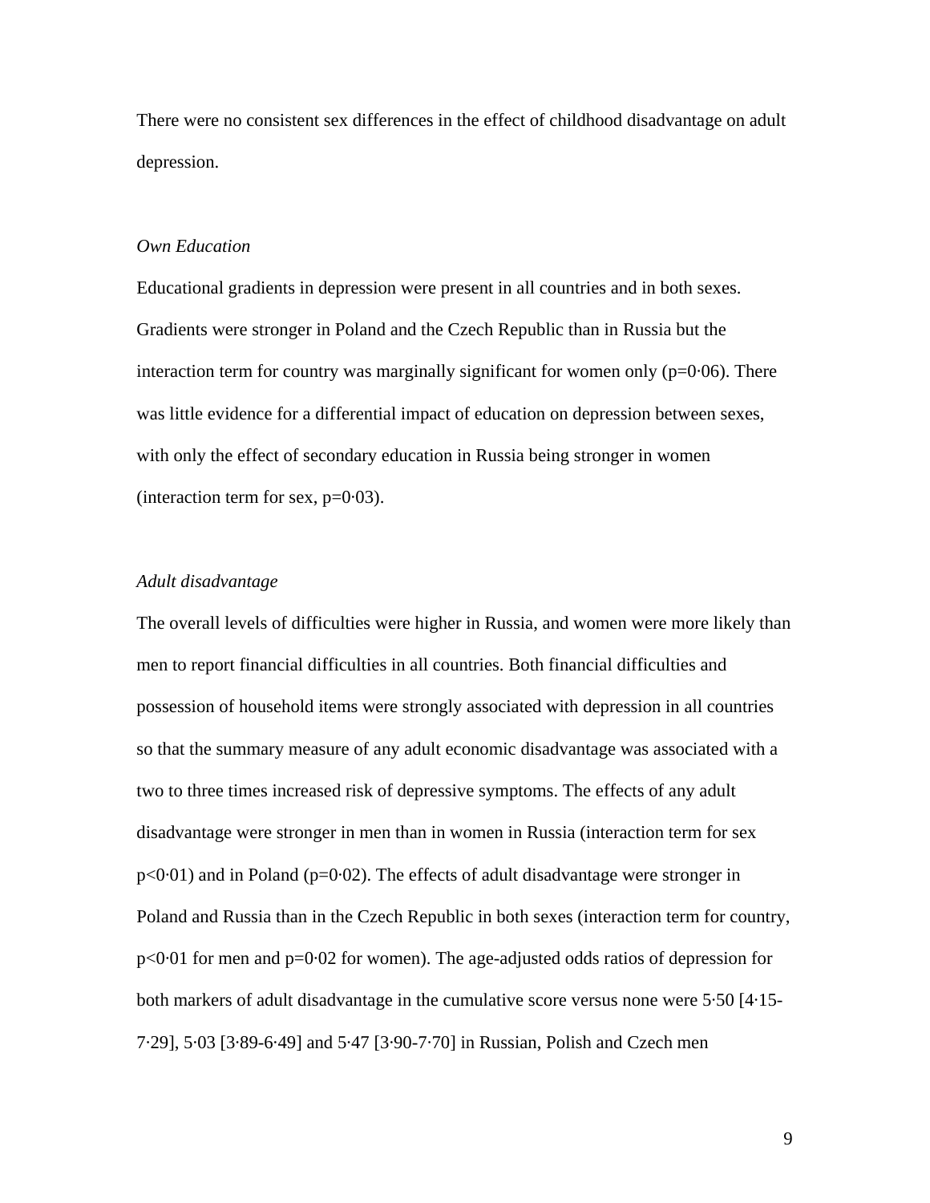There were no consistent sex differences in the effect of childhood disadvantage on adult depression.

*Own Education*

Educational gradients in depression were present in all countries and in both sexes. Gradients were stronger in Poland and the Czech Republic than in Russia but the interaction term for country was marginally significant for women only (p=0·06). There was little evidence for a differential impact of education on depression between sexes, with only the effect of secondary education in Russia being stronger in women (interaction term for sex, p=0·03).

*Adult disadvantage*

The overall levels of difficulties were higher in Russia, and women were more likely than men to report financial difficulties in all countries. Both financial difficulties and possession of household items were strongly associated with depression in all countries so that the summary measure of any adult economic disadvantage was associated with a two to three times increased risk of depressive symptoms. The effects of any adult disadvantage were stronger in men than in women in Russia (interaction term for sex p<0·01) and in Poland (p=0·02). The effects of adult disadvantage were stronger in Poland and Russia than in the Czech Republic in both sexes (interaction term for country, p<0·01 for men and p=0·02 for women). The age-adjusted odds ratios of depression for both markers of adult disadvantage in the cumulative score versus none were 5·50 [4·15-7·29], 5·03 [3·89-6·49] and 5·47 [3·90-7·70] in Russian, Polish and Czech men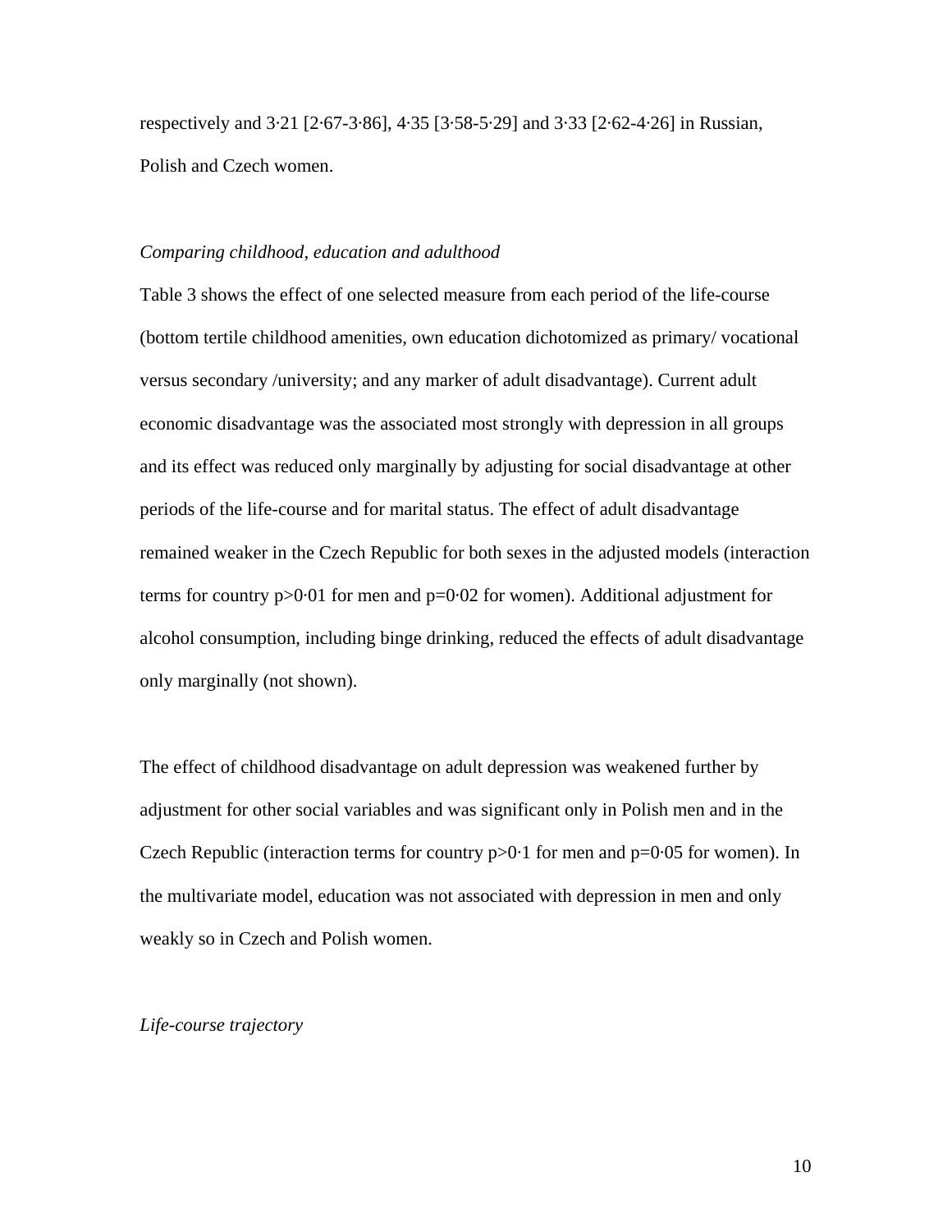respectively and 3·21 [2·67-3·86], 4·35 [3·58-5·29] and 3·33 [2·62-4·26] in Russian, Polish and Czech women.

*Comparing childhood, education and adulthood*

Table 3 shows the effect of one selected measure from each period of the life-course (bottom tertile childhood amenities, own education dichotomized as primary/ vocational versus secondary /university; and any marker of adult disadvantage). Current adult economic disadvantage was the associated most strongly with depression in all groups and its effect was reduced only marginally by adjusting for social disadvantage at other periods of the life-course and for marital status. The effect of adult disadvantage remained weaker in the Czech Republic for both sexes in the adjusted models (interaction terms for country $p>0{\cdot}01$ for men and $p=0{\cdot}02$ for women). Additional adjustment for alcohol consumption, including binge drinking, reduced the effects of adult disadvantage only marginally (not shown).

The effect of childhood disadvantage on adult depression was weakened further by adjustment for other social variables and was significant only in Polish men and in the Czech Republic (interaction terms for country $p>0{\cdot}1$ for men and $p=0{\cdot}05$ for women). In the multivariate model, education was not associated with depression in men and only weakly so in Czech and Polish women.

*Life-course trajectory*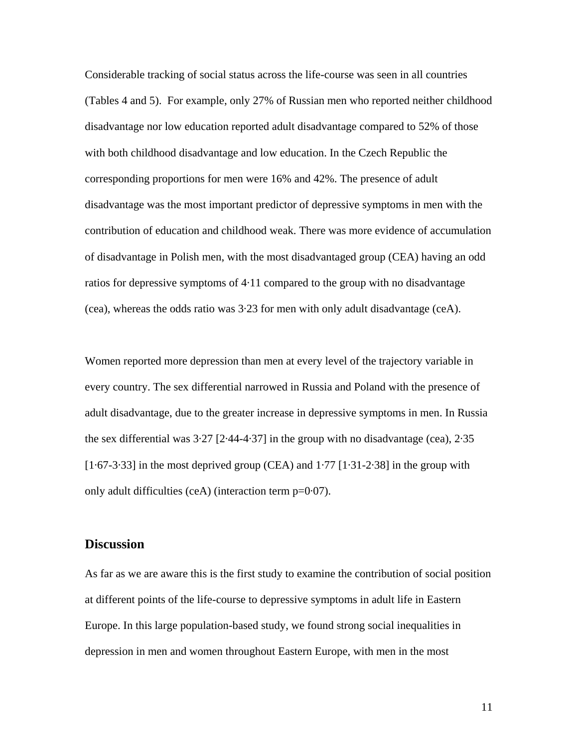Considerable tracking of social status across the life-course was seen in all countries (Tables 4 and 5). For example, only 27% of Russian men who reported neither childhood disadvantage nor low education reported adult disadvantage compared to 52% of those with both childhood disadvantage and low education. In the Czech Republic the corresponding proportions for men were 16% and 42%. The presence of adult disadvantage was the most important predictor of depressive symptoms in men with the contribution of education and childhood weak. There was more evidence of accumulation of disadvantage in Polish men, with the most disadvantaged group (CEA) having an odd ratios for depressive symptoms of 4·11 compared to the group with no disadvantage (cea), whereas the odds ratio was 3·23 for men with only adult disadvantage (ceA).

Women reported more depression than men at every level of the trajectory variable in every country. The sex differential narrowed in Russia and Poland with the presence of adult disadvantage, due to the greater increase in depressive symptoms in men. In Russia the sex differential was 3·27 [2·44-4·37] in the group with no disadvantage (cea), 2·35 [1·67-3·33] in the most deprived group (CEA) and 1·77 [1·31-2·38] in the group with only adult difficulties (ceA) (interaction term p=0·07).

## Discussion

As far as we are aware this is the first study to examine the contribution of social position at different points of the life-course to depressive symptoms in adult life in Eastern Europe. In this large population-based study, we found strong social inequalities in depression in men and women throughout Eastern Europe, with men in the most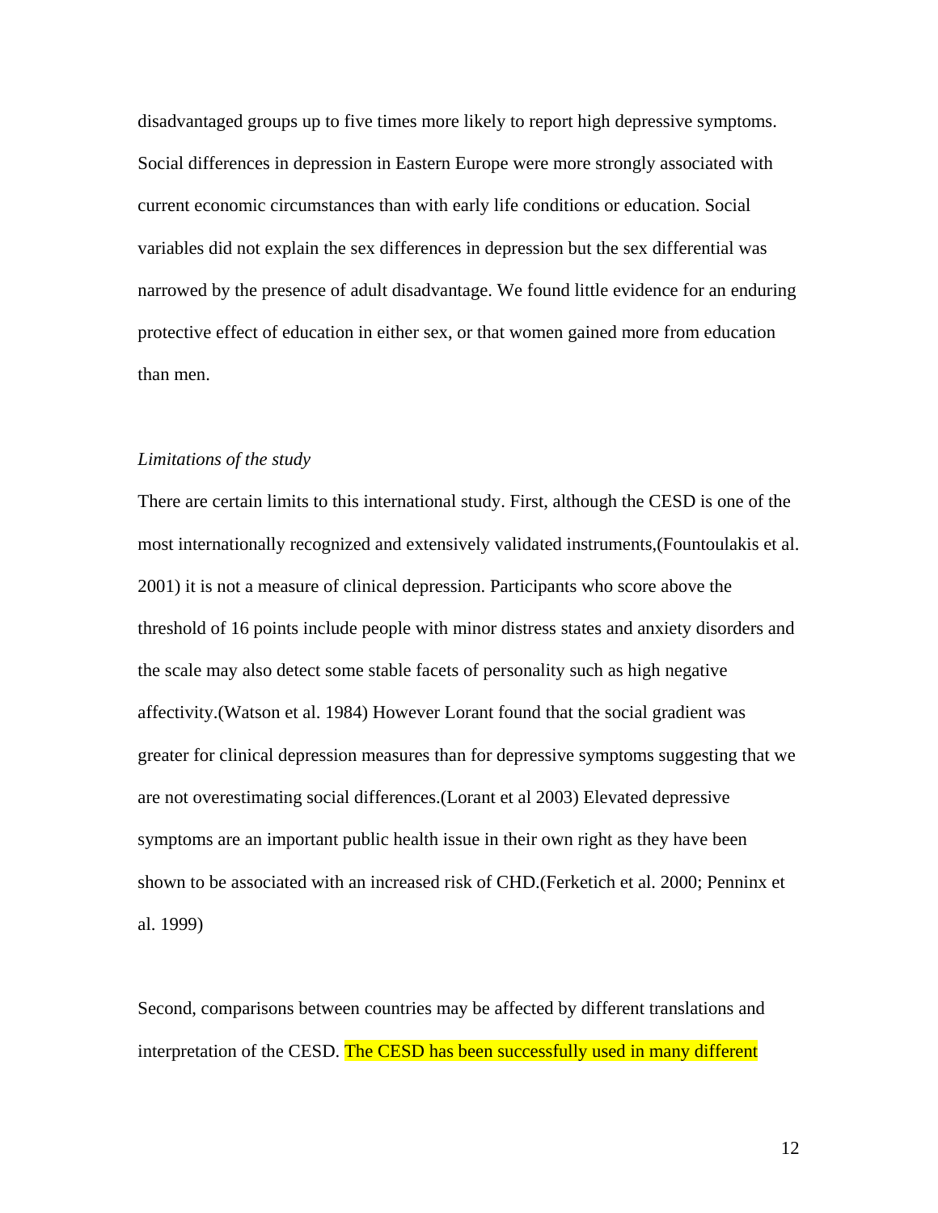disadvantaged groups up to five times more likely to report high depressive symptoms. Social differences in depression in Eastern Europe were more strongly associated with current economic circumstances than with early life conditions or education. Social variables did not explain the sex differences in depression but the sex differential was narrowed by the presence of adult disadvantage. We found little evidence for an enduring protective effect of education in either sex, or that women gained more from education than men.

*Limitations of the study*

There are certain limits to this international study. First, although the CESD is one of the most internationally recognized and extensively validated instruments,(Fountoulakis et al. 2001) it is not a measure of clinical depression. Participants who score above the threshold of 16 points include people with minor distress states and anxiety disorders and the scale may also detect some stable facets of personality such as high negative affectivity.(Watson et al. 1984) However Lorant found that the social gradient was greater for clinical depression measures than for depressive symptoms suggesting that we are not overestimating social differences.(Lorant et al 2003) Elevated depressive symptoms are an important public health issue in their own right as they have been shown to be associated with an increased risk of CHD.(Ferketich et al. 2000; Penninx et al. 1999)

Second, comparisons between countries may be affected by different translations and interpretation of the CESD. The CESD has been successfully used in many different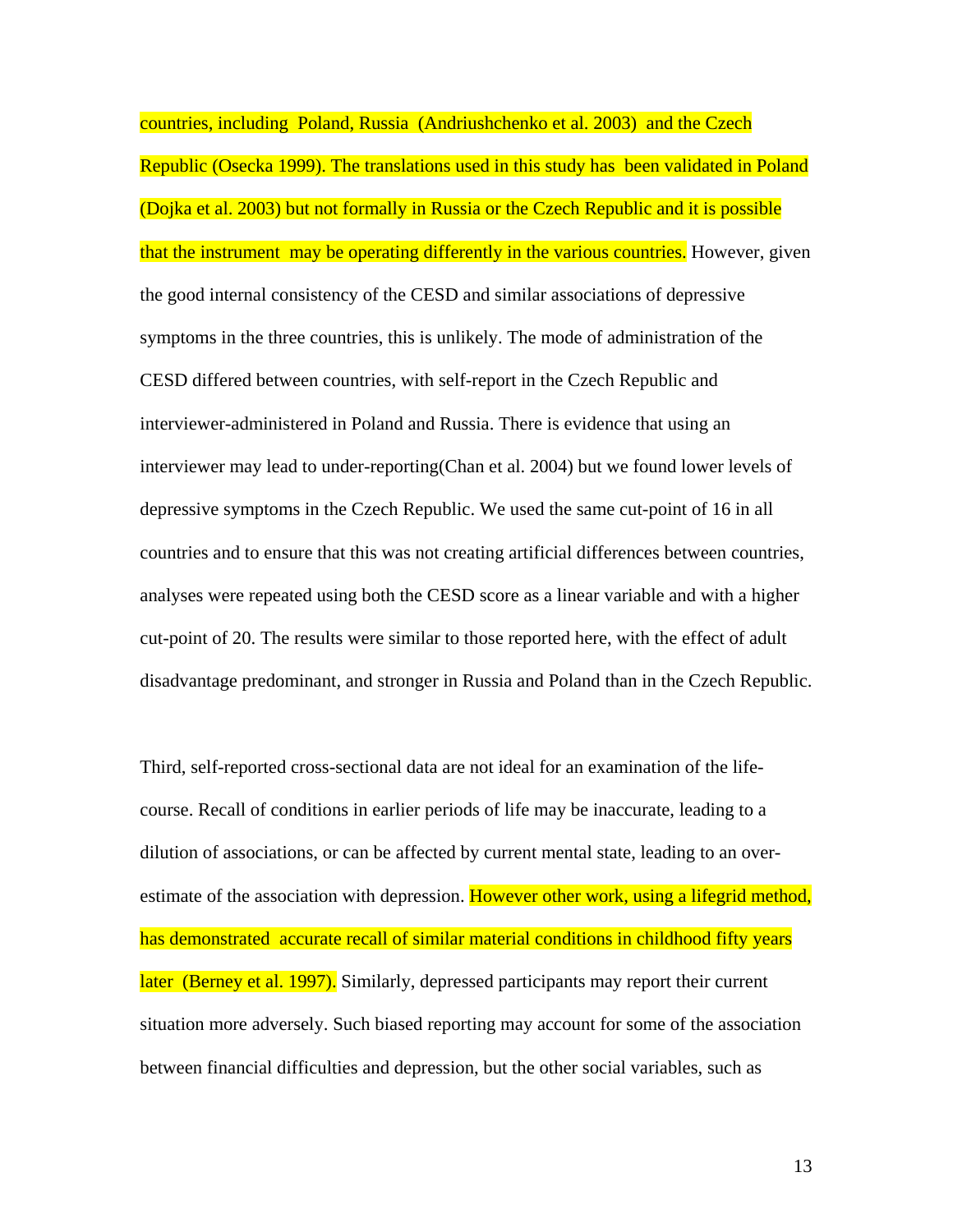countries, including Poland, Russia (Andriushchenko et al. 2003) and the Czech Republic (Osecka 1999). The translations used in this study has been validated in Poland (Dojka et al. 2003) but not formally in Russia or the Czech Republic and it is possible that the instrument may be operating differently in the various countries. However, given the good internal consistency of the CESD and similar associations of depressive symptoms in the three countries, this is unlikely. The mode of administration of the CESD differed between countries, with self-report in the Czech Republic and interviewer-administered in Poland and Russia. There is evidence that using an interviewer may lead to under-reporting(Chan et al. 2004) but we found lower levels of depressive symptoms in the Czech Republic. We used the same cut-point of 16 in all countries and to ensure that this was not creating artificial differences between countries, analyses were repeated using both the CESD score as a linear variable and with a higher cut-point of 20. The results were similar to those reported here, with the effect of adult disadvantage predominant, and stronger in Russia and Poland than in the Czech Republic.

Third, self-reported cross-sectional data are not ideal for an examination of the life-course. Recall of conditions in earlier periods of life may be inaccurate, leading to a dilution of associations, or can be affected by current mental state, leading to an over-estimate of the association with depression. However other work, using a lifegrid method, has demonstrated accurate recall of similar material conditions in childhood fifty years later (Berney et al. 1997). Similarly, depressed participants may report their current situation more adversely. Such biased reporting may account for some of the association between financial difficulties and depression, but the other social variables, such as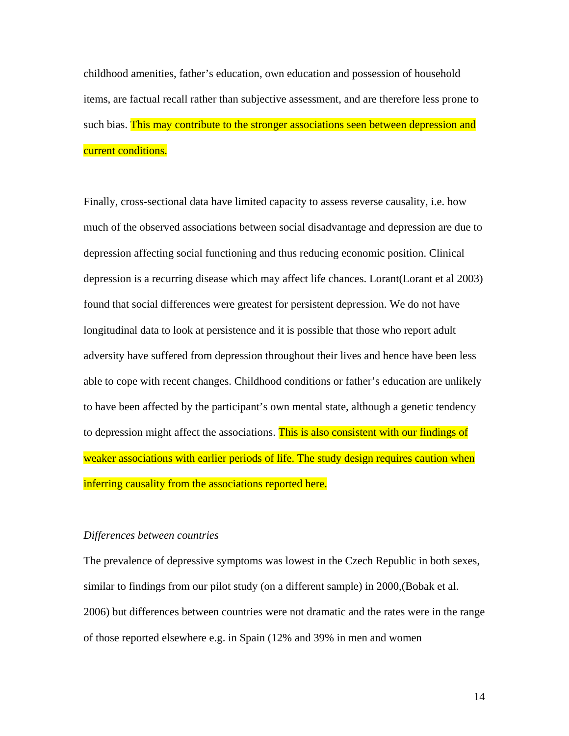childhood amenities, father's education, own education and possession of household items, are factual recall rather than subjective assessment, and are therefore less prone to such bias. This may contribute to the stronger associations seen between depression and current conditions.

Finally, cross-sectional data have limited capacity to assess reverse causality, i.e. how much of the observed associations between social disadvantage and depression are due to depression affecting social functioning and thus reducing economic position. Clinical depression is a recurring disease which may affect life chances. Lorant(Lorant et al 2003) found that social differences were greatest for persistent depression. We do not have longitudinal data to look at persistence and it is possible that those who report adult adversity have suffered from depression throughout their lives and hence have been less able to cope with recent changes. Childhood conditions or father's education are unlikely to have been affected by the participant's own mental state, although a genetic tendency to depression might affect the associations. This is also consistent with our findings of weaker associations with earlier periods of life. The study design requires caution when inferring causality from the associations reported here.

*Differences between countries*

The prevalence of depressive symptoms was lowest in the Czech Republic in both sexes, similar to findings from our pilot study (on a different sample) in 2000,(Bobak et al. 2006) but differences between countries were not dramatic and the rates were in the range of those reported elsewhere e.g. in Spain (12% and 39% in men and women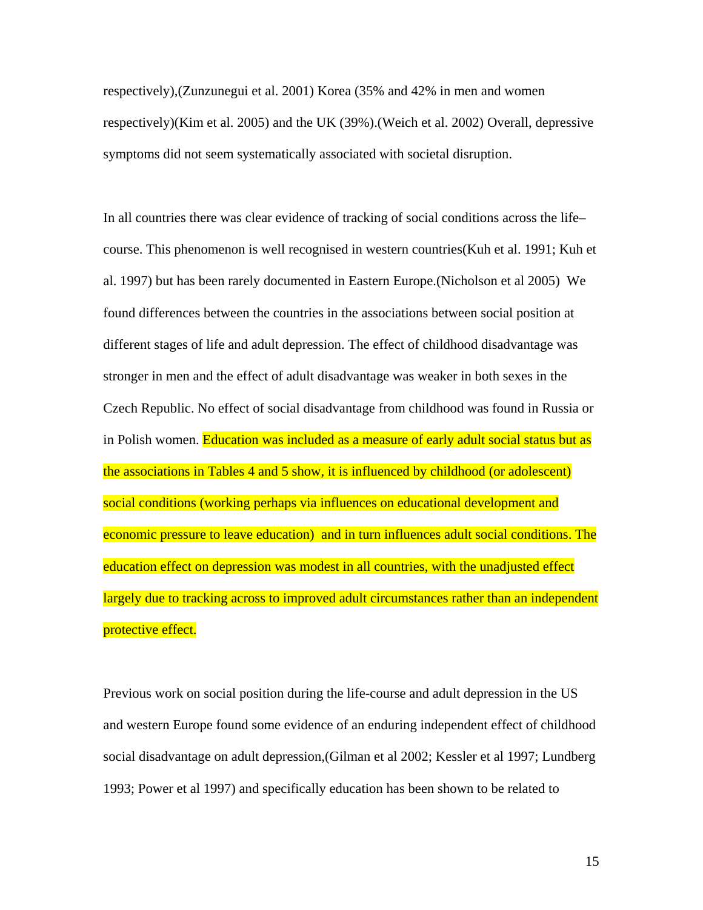respectively),(Zunzunegui et al. 2001) Korea (35% and 42% in men and women respectively)(Kim et al. 2005) and the UK (39%).(Weich et al. 2002) Overall, depressive symptoms did not seem systematically associated with societal disruption.

In all countries there was clear evidence of tracking of social conditions across the life–course. This phenomenon is well recognised in western countries(Kuh et al. 1991; Kuh et al. 1997) but has been rarely documented in Eastern Europe.(Nicholson et al 2005) We found differences between the countries in the associations between social position at different stages of life and adult depression. The effect of childhood disadvantage was stronger in men and the effect of adult disadvantage was weaker in both sexes in the Czech Republic. No effect of social disadvantage from childhood was found in Russia or in Polish women. Education was included as a measure of early adult social status but as the associations in Tables 4 and 5 show, it is influenced by childhood (or adolescent) social conditions (working perhaps via influences on educational development and economic pressure to leave education) and in turn influences adult social conditions. The education effect on depression was modest in all countries, with the unadjusted effect largely due to tracking across to improved adult circumstances rather than an independent protective effect.

Previous work on social position during the life-course and adult depression in the US and western Europe found some evidence of an enduring independent effect of childhood social disadvantage on adult depression,(Gilman et al 2002; Kessler et al 1997; Lundberg 1993; Power et al 1997) and specifically education has been shown to be related to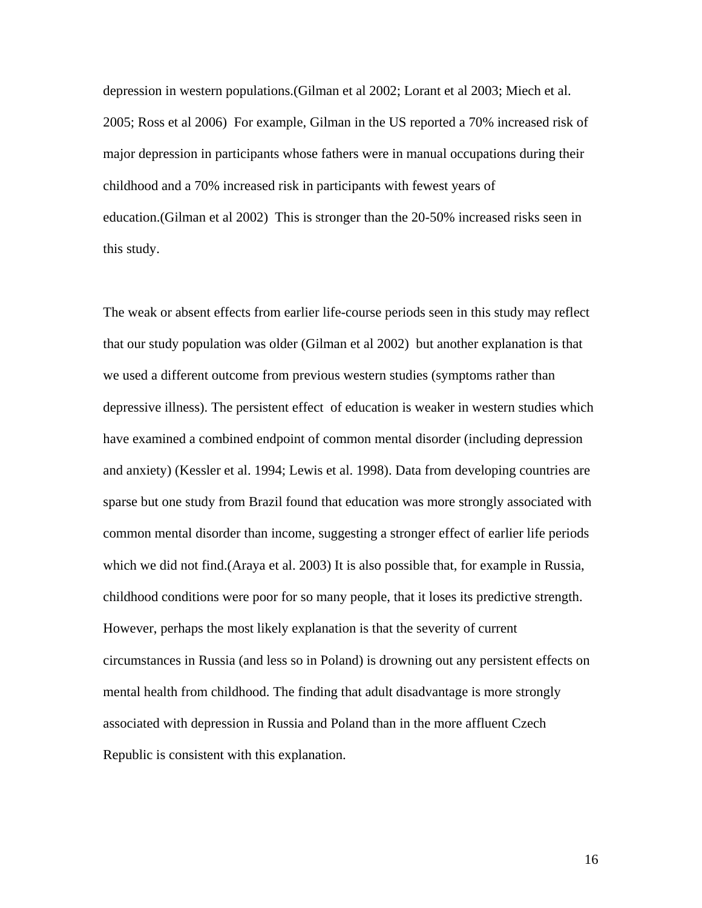depression in western populations.(Gilman et al 2002; Lorant et al 2003; Miech et al. 2005; Ross et al 2006)  For example, Gilman in the US reported a 70% increased risk of major depression in participants whose fathers were in manual occupations during their childhood and a 70% increased risk in participants with fewest years of education.(Gilman et al 2002)  This is stronger than the 20-50% increased risks seen in this study.

The weak or absent effects from earlier life-course periods seen in this study may reflect that our study population was older (Gilman et al 2002)  but another explanation is that we used a different outcome from previous western studies (symptoms rather than depressive illness). The persistent effect  of education is weaker in western studies which have examined a combined endpoint of common mental disorder (including depression and anxiety) (Kessler et al. 1994; Lewis et al. 1998). Data from developing countries are sparse but one study from Brazil found that education was more strongly associated with common mental disorder than income, suggesting a stronger effect of earlier life periods which we did not find.(Araya et al. 2003) It is also possible that, for example in Russia, childhood conditions were poor for so many people, that it loses its predictive strength. However, perhaps the most likely explanation is that the severity of current circumstances in Russia (and less so in Poland) is drowning out any persistent effects on mental health from childhood. The finding that adult disadvantage is more strongly associated with depression in Russia and Poland than in the more affluent Czech Republic is consistent with this explanation.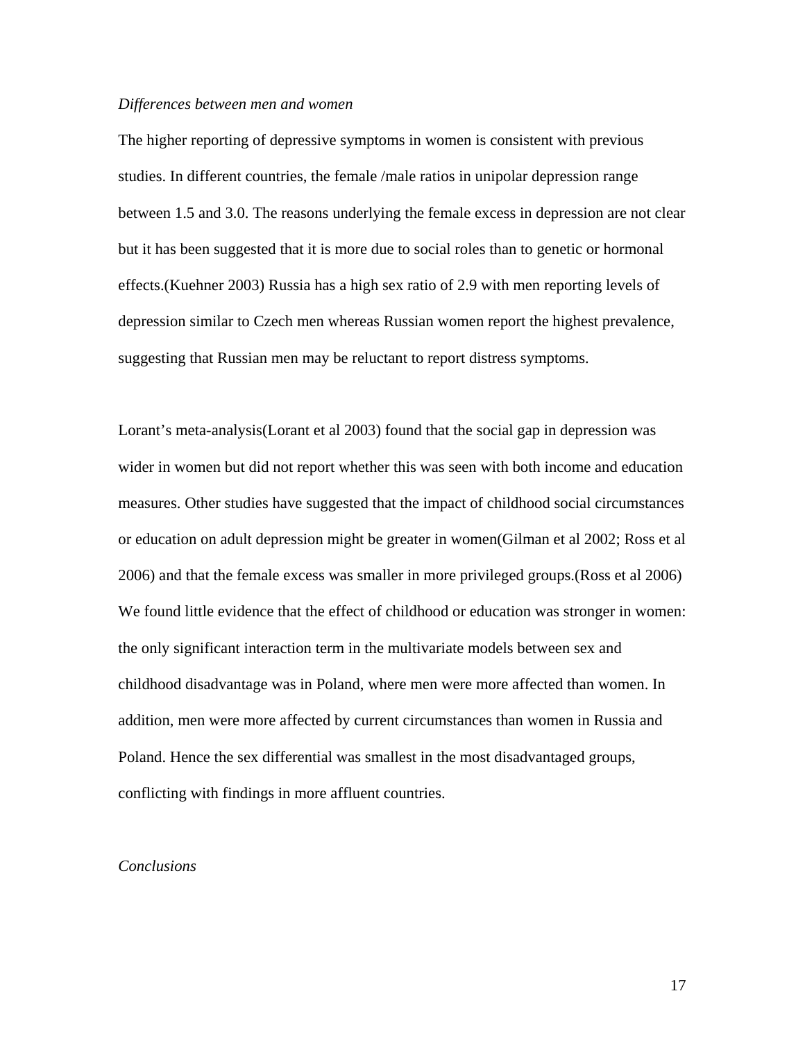*Differences between men and women*

The higher reporting of depressive symptoms in women is consistent with previous studies. In different countries, the female /male ratios in unipolar depression range between 1.5 and 3.0. The reasons underlying the female excess in depression are not clear but it has been suggested that it is more due to social roles than to genetic or hormonal effects.(Kuehner 2003) Russia has a high sex ratio of 2.9 with men reporting levels of depression similar to Czech men whereas Russian women report the highest prevalence, suggesting that Russian men may be reluctant to report distress symptoms.

Lorant's meta-analysis(Lorant et al 2003) found that the social gap in depression was wider in women but did not report whether this was seen with both income and education measures. Other studies have suggested that the impact of childhood social circumstances or education on adult depression might be greater in women(Gilman et al 2002; Ross et al 2006) and that the female excess was smaller in more privileged groups.(Ross et al 2006) We found little evidence that the effect of childhood or education was stronger in women: the only significant interaction term in the multivariate models between sex and childhood disadvantage was in Poland, where men were more affected than women. In addition, men were more affected by current circumstances than women in Russia and Poland. Hence the sex differential was smallest in the most disadvantaged groups, conflicting with findings in more affluent countries.

*Conclusions*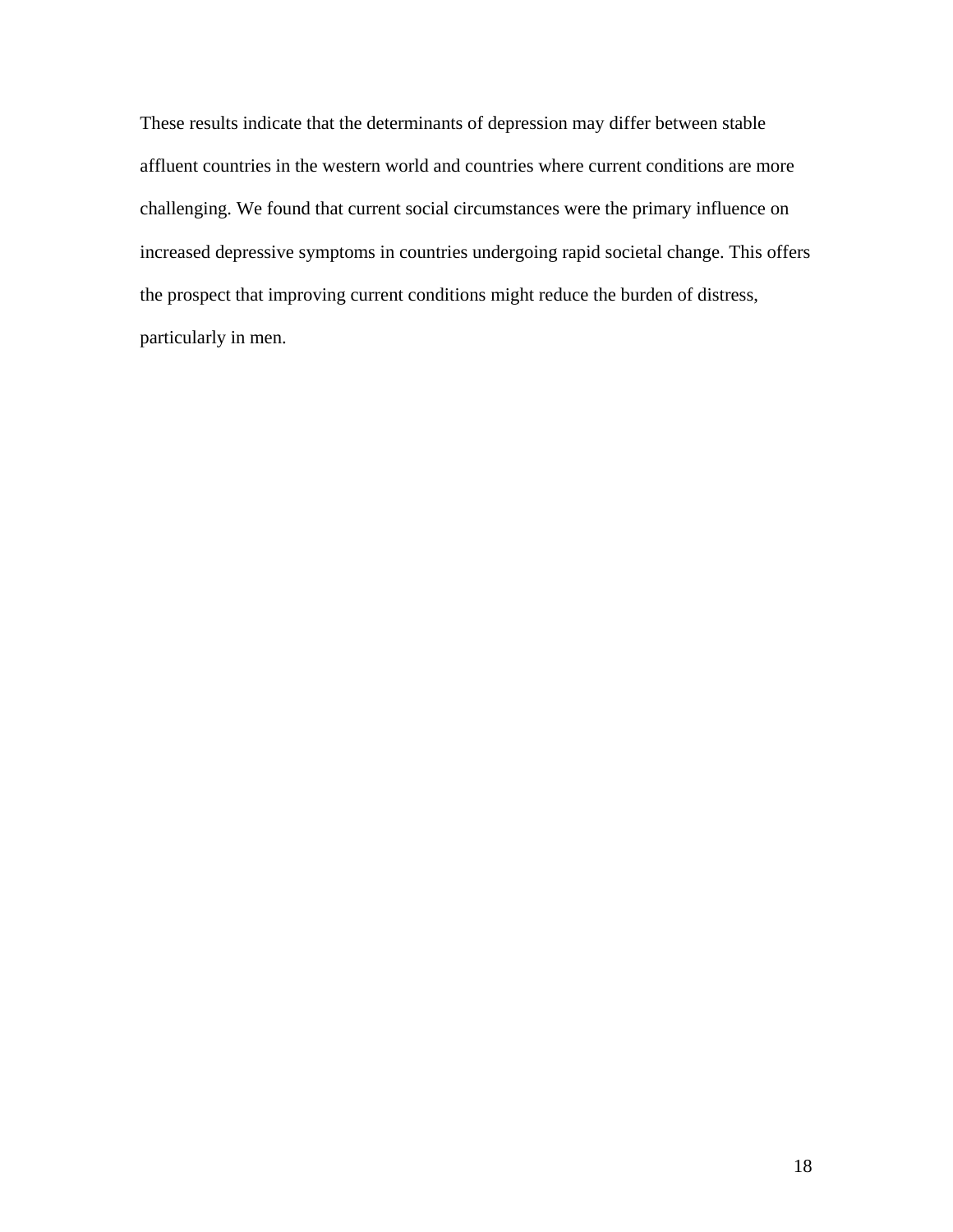These results indicate that the determinants of depression may differ between stable affluent countries in the western world and countries where current conditions are more challenging. We found that current social circumstances were the primary influence on increased depressive symptoms in countries undergoing rapid societal change. This offers the prospect that improving current conditions might reduce the burden of distress, particularly in men.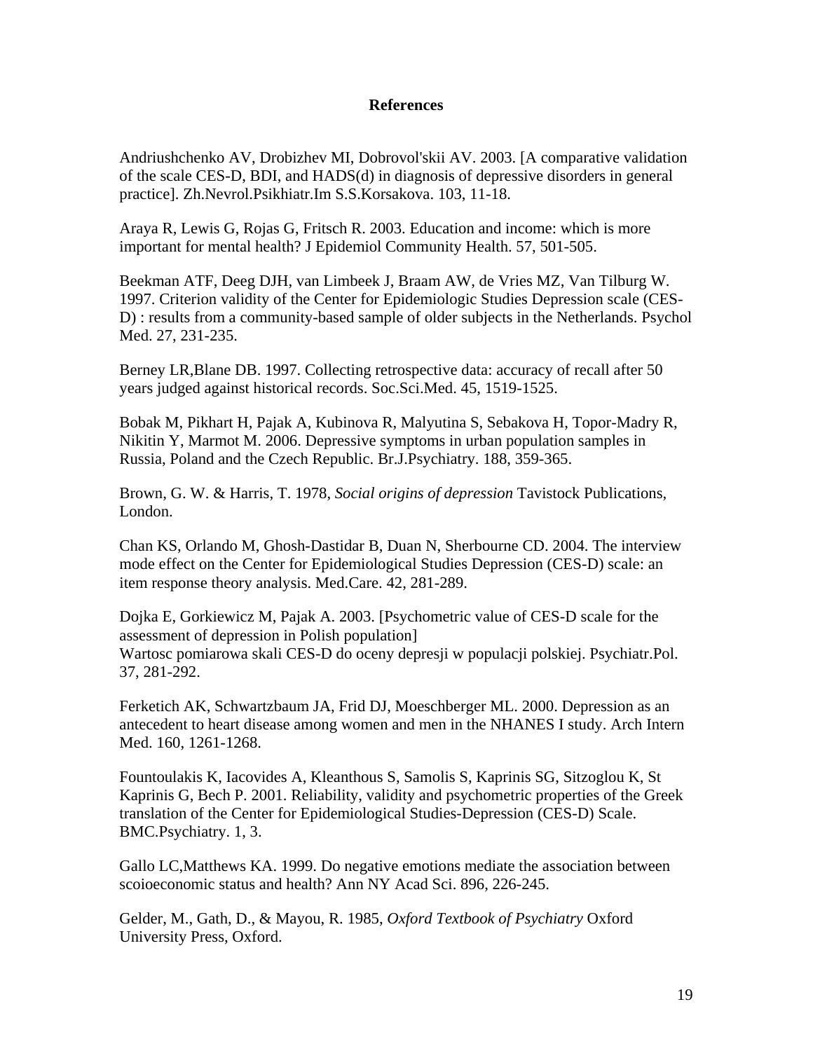## References

Andriushchenko AV, Drobizhev MI, Dobrovol'skii AV. 2003. [A comparative validation of the scale CES-D, BDI, and HADS(d) in diagnosis of depressive disorders in general practice]. Zh.Nevrol.Psikhiatr.Im S.S.Korsakova. 103, 11-18.

Araya R, Lewis G, Rojas G, Fritsch R. 2003. Education and income: which is more important for mental health? J Epidemiol Community Health. 57, 501-505.

Beekman ATF, Deeg DJH, van Limbeek J, Braam AW, de Vries MZ, Van Tilburg W. 1997. Criterion validity of the Center for Epidemiologic Studies Depression scale (CES-D) : results from a community-based sample of older subjects in the Netherlands. Psychol Med. 27, 231-235.

Berney LR,Blane DB. 1997. Collecting retrospective data: accuracy of recall after 50 years judged against historical records. Soc.Sci.Med. 45, 1519-1525.

Bobak M, Pikhart H, Pajak A, Kubinova R, Malyutina S, Sebakova H, Topor-Madry R, Nikitin Y, Marmot M. 2006. Depressive symptoms in urban population samples in Russia, Poland and the Czech Republic. Br.J.Psychiatry. 188, 359-365.

Brown, G. W. & Harris, T. 1978, *Social origins of depression* Tavistock Publications, London.

Chan KS, Orlando M, Ghosh-Dastidar B, Duan N, Sherbourne CD. 2004. The interview mode effect on the Center for Epidemiological Studies Depression (CES-D) scale: an item response theory analysis. Med.Care. 42, 281-289.

Dojka E, Gorkiewicz M, Pajak A. 2003. [Psychometric value of CES-D scale for the assessment of depression in Polish population]
Wartosc pomiarowa skali CES-D do oceny depresji w populacji polskiej. Psychiatr.Pol. 37, 281-292.

Ferketich AK, Schwartzbaum JA, Frid DJ, Moeschberger ML. 2000. Depression as an antecedent to heart disease among women and men in the NHANES I study. Arch Intern Med. 160, 1261-1268.

Fountoulakis K, Iacovides A, Kleanthous S, Samolis S, Kaprinis SG, Sitzoglou K, St Kaprinis G, Bech P. 2001. Reliability, validity and psychometric properties of the Greek translation of the Center for Epidemiological Studies-Depression (CES-D) Scale. BMC.Psychiatry. 1, 3.

Gallo LC,Matthews KA. 1999. Do negative emotions mediate the association between scoioeconomic status and health? Ann NY Acad Sci. 896, 226-245.

Gelder, M., Gath, D., & Mayou, R. 1985, *Oxford Textbook of Psychiatry* Oxford University Press, Oxford.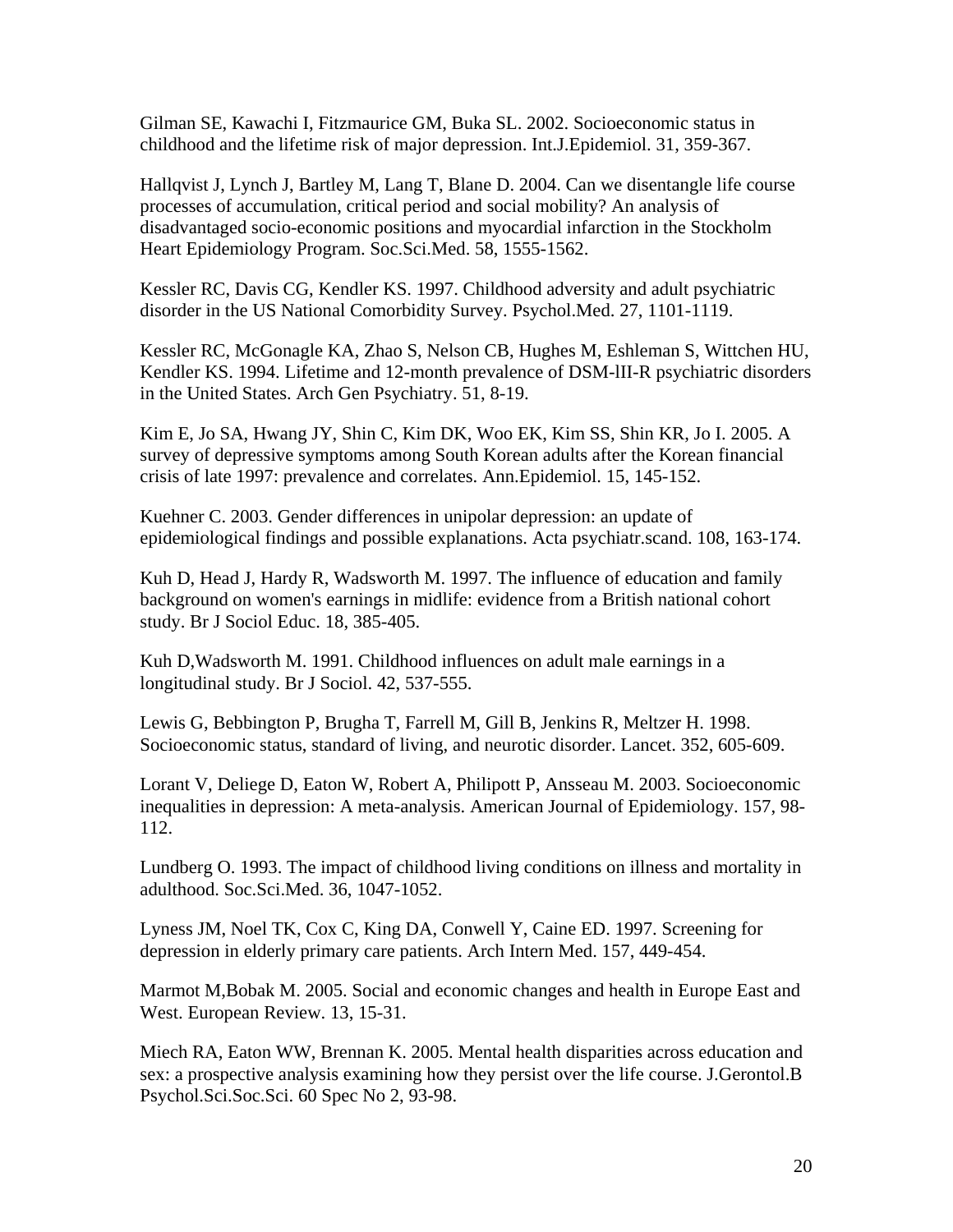Gilman SE, Kawachi I, Fitzmaurice GM, Buka SL. 2002. Socioeconomic status in childhood and the lifetime risk of major depression. Int.J.Epidemiol. 31, 359-367.

Hallqvist J, Lynch J, Bartley M, Lang T, Blane D. 2004. Can we disentangle life course processes of accumulation, critical period and social mobility? An analysis of disadvantaged socio-economic positions and myocardial infarction in the Stockholm Heart Epidemiology Program. Soc.Sci.Med. 58, 1555-1562.

Kessler RC, Davis CG, Kendler KS. 1997. Childhood adversity and adult psychiatric disorder in the US National Comorbidity Survey. Psychol.Med. 27, 1101-1119.

Kessler RC, McGonagle KA, Zhao S, Nelson CB, Hughes M, Eshleman S, Wittchen HU, Kendler KS. 1994. Lifetime and 12-month prevalence of DSM-lII-R psychiatric disorders in the United States. Arch Gen Psychiatry. 51, 8-19.

Kim E, Jo SA, Hwang JY, Shin C, Kim DK, Woo EK, Kim SS, Shin KR, Jo I. 2005. A survey of depressive symptoms among South Korean adults after the Korean financial crisis of late 1997: prevalence and correlates. Ann.Epidemiol. 15, 145-152.

Kuehner C. 2003. Gender differences in unipolar depression: an update of epidemiological findings and possible explanations. Acta psychiatr.scand. 108, 163-174.

Kuh D, Head J, Hardy R, Wadsworth M. 1997. The influence of education and family background on women's earnings in midlife: evidence from a British national cohort study. Br J Sociol Educ. 18, 385-405.

Kuh D,Wadsworth M. 1991. Childhood influences on adult male earnings in a longitudinal study. Br J Sociol. 42, 537-555.

Lewis G, Bebbington P, Brugha T, Farrell M, Gill B, Jenkins R, Meltzer H. 1998. Socioeconomic status, standard of living, and neurotic disorder. Lancet. 352, 605-609.

Lorant V, Deliege D, Eaton W, Robert A, Philipott P, Ansseau M. 2003. Socioeconomic inequalities in depression: A meta-analysis. American Journal of Epidemiology. 157, 98-112.

Lundberg O. 1993. The impact of childhood living conditions on illness and mortality in adulthood. Soc.Sci.Med. 36, 1047-1052.

Lyness JM, Noel TK, Cox C, King DA, Conwell Y, Caine ED. 1997. Screening for depression in elderly primary care patients. Arch Intern Med. 157, 449-454.

Marmot M,Bobak M. 2005. Social and economic changes and health in Europe East and West. European Review. 13, 15-31.

Miech RA, Eaton WW, Brennan K. 2005. Mental health disparities across education and sex: a prospective analysis examining how they persist over the life course. J.Gerontol.B Psychol.Sci.Soc.Sci. 60 Spec No 2, 93-98.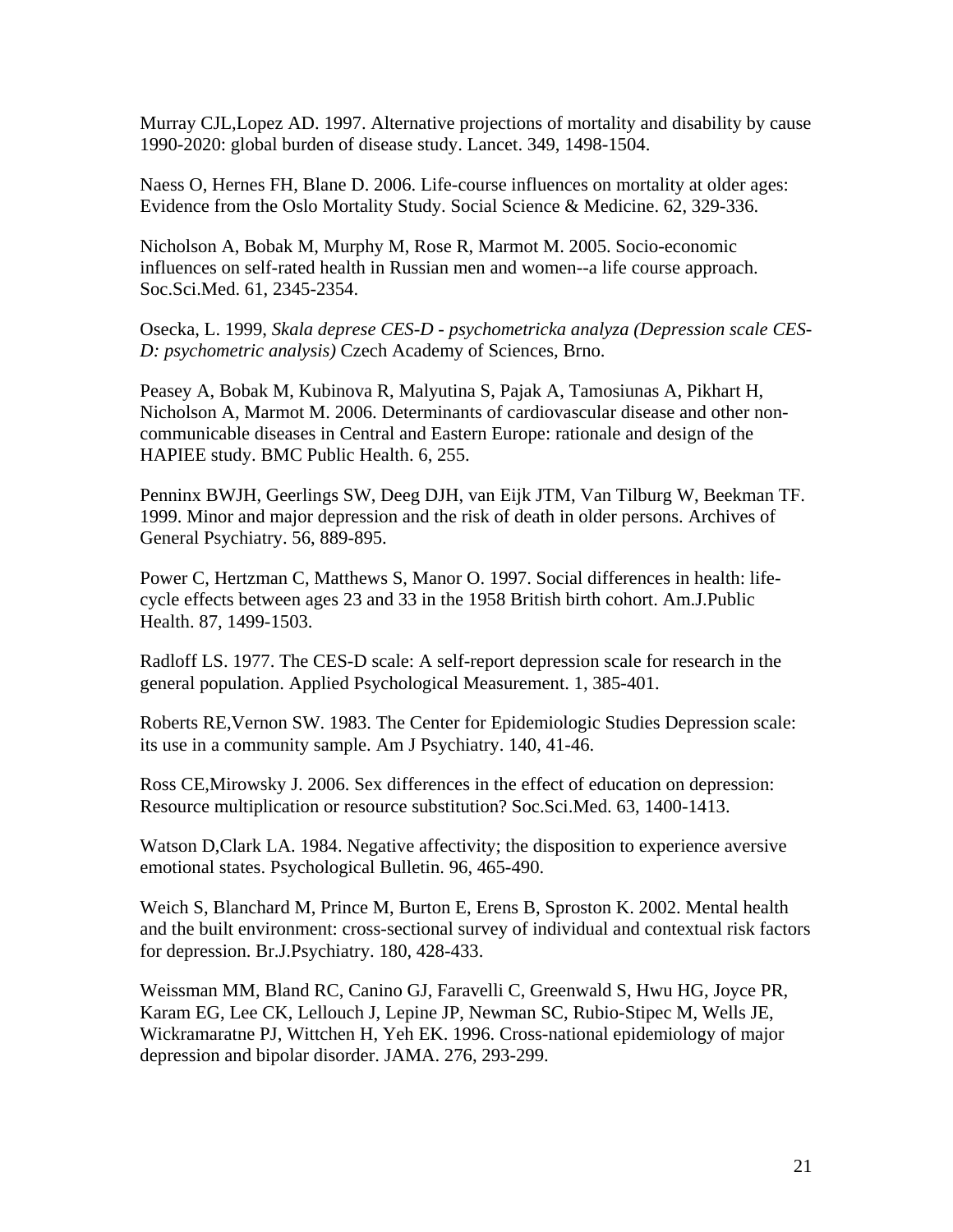Murray CJL,Lopez AD. 1997. Alternative projections of mortality and disability by cause 1990-2020: global burden of disease study. Lancet. 349, 1498-1504.

Naess O, Hernes FH, Blane D. 2006. Life-course influences on mortality at older ages: Evidence from the Oslo Mortality Study. Social Science & Medicine. 62, 329-336.

Nicholson A, Bobak M, Murphy M, Rose R, Marmot M. 2005. Socio-economic influences on self-rated health in Russian men and women--a life course approach. Soc.Sci.Med. 61, 2345-2354.

Osecka, L. 1999, *Skala deprese CES-D - psychometricka analyza (Depression scale CES-D: psychometric analysis)* Czech Academy of Sciences, Brno.

Peasey A, Bobak M, Kubinova R, Malyutina S, Pajak A, Tamosiunas A, Pikhart H, Nicholson A, Marmot M. 2006. Determinants of cardiovascular disease and other non-communicable diseases in Central and Eastern Europe: rationale and design of the HAPIEE study. BMC Public Health. 6, 255.

Penninx BWJH, Geerlings SW, Deeg DJH, van Eijk JTM, Van Tilburg W, Beekman TF. 1999. Minor and major depression and the risk of death in older persons. Archives of General Psychiatry. 56, 889-895.

Power C, Hertzman C, Matthews S, Manor O. 1997. Social differences in health: life-cycle effects between ages 23 and 33 in the 1958 British birth cohort. Am.J.Public Health. 87, 1499-1503.

Radloff LS. 1977. The CES-D scale: A self-report depression scale for research in the general population. Applied Psychological Measurement. 1, 385-401.

Roberts RE,Vernon SW. 1983. The Center for Epidemiologic Studies Depression scale: its use in a community sample. Am J Psychiatry. 140, 41-46.

Ross CE,Mirowsky J. 2006. Sex differences in the effect of education on depression: Resource multiplication or resource substitution? Soc.Sci.Med. 63, 1400-1413.

Watson D,Clark LA. 1984. Negative affectivity; the disposition to experience aversive emotional states. Psychological Bulletin. 96, 465-490.

Weich S, Blanchard M, Prince M, Burton E, Erens B, Sproston K. 2002. Mental health and the built environment: cross-sectional survey of individual and contextual risk factors for depression. Br.J.Psychiatry. 180, 428-433.

Weissman MM, Bland RC, Canino GJ, Faravelli C, Greenwald S, Hwu HG, Joyce PR, Karam EG, Lee CK, Lellouch J, Lepine JP, Newman SC, Rubio-Stipec M, Wells JE, Wickramaratne PJ, Wittchen H, Yeh EK. 1996. Cross-national epidemiology of major depression and bipolar disorder. JAMA. 276, 293-299.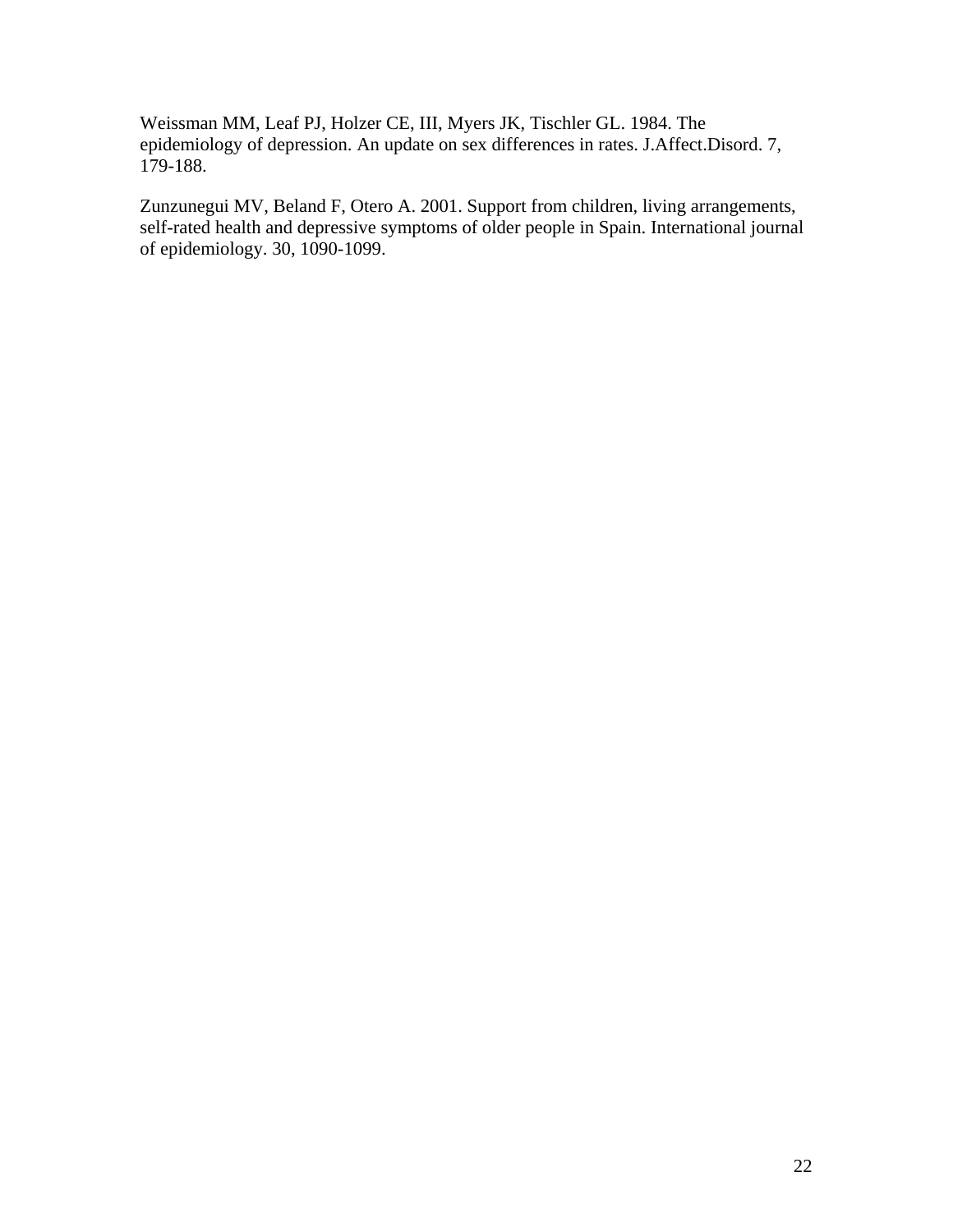Weissman MM, Leaf PJ, Holzer CE, III, Myers JK, Tischler GL. 1984. The epidemiology of depression. An update on sex differences in rates. J.Affect.Disord. 7, 179-188.

Zunzunegui MV, Beland F, Otero A. 2001. Support from children, living arrangements, self-rated health and depressive symptoms of older people in Spain. International journal of epidemiology. 30, 1090-1099.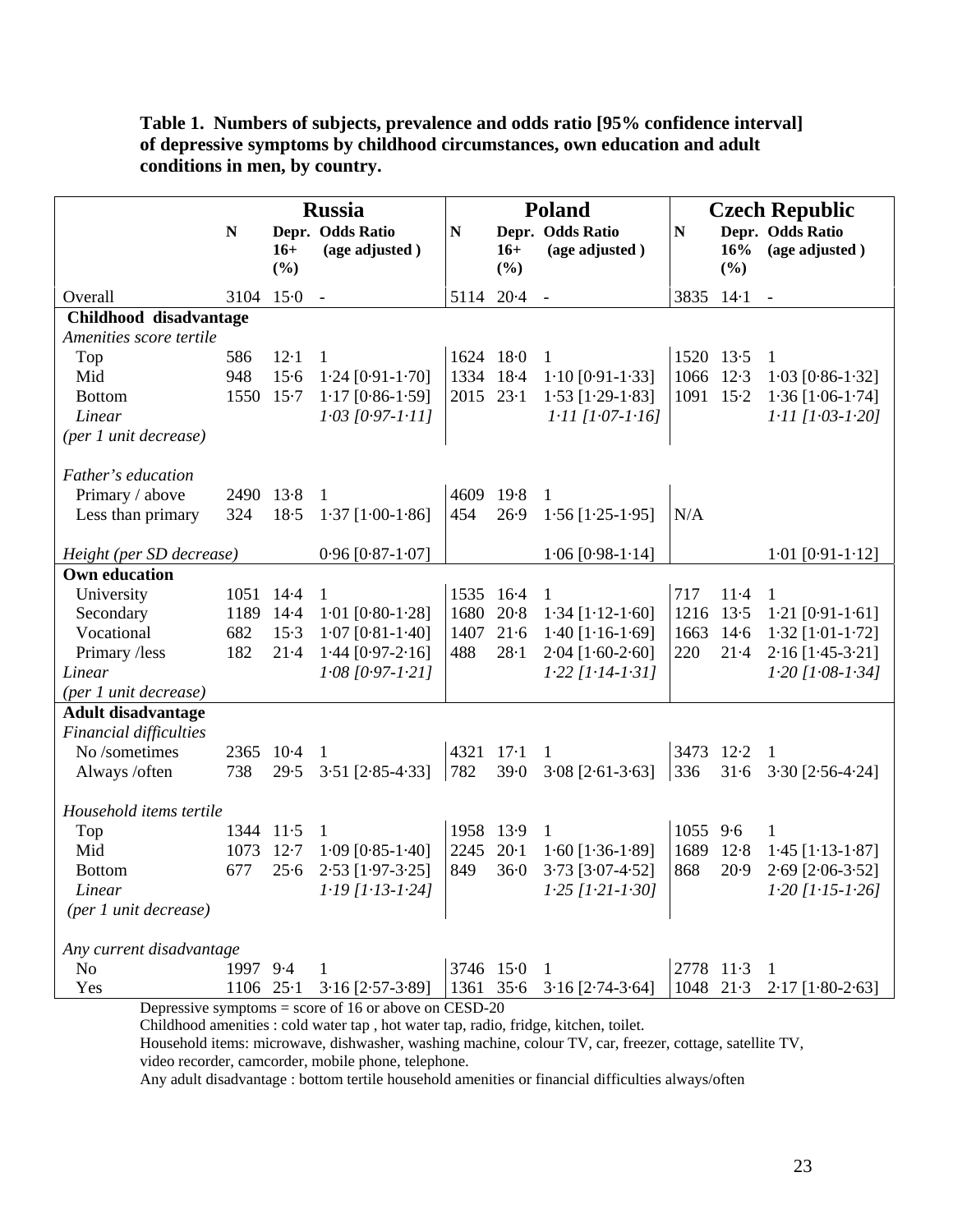**Table 1. Numbers of subjects, prevalence and odds ratio [95% confidence interval] of depressive symptoms by childhood circumstances, own education and adult conditions in men, by country.**

| | Russia | | | Poland | | | Czech Republic | | |
|---|---|---|---|---|---|---|---|---|---|
| | N | Depr. 16+ (%) | Odds Ratio (age adjusted ) | N | Depr. 16+ (%) | Odds Ratio (age adjusted ) | N | Depr. 16% (%) | Odds Ratio (age adjusted ) |
| Overall | 3104 | 15·0 | - | 5114 | 20·4 | - | 3835 | 14·1 | - |
| **Childhood disadvantage** | | | | | | | | | |
| *Amenities score tertile* | | | | | | | | | |
| Top | 586 | 12·1 | 1 | 1624 | 18·0 | 1 | 1520 | 13·5 | 1 |
| Mid | 948 | 15·6 | 1·24 [0·91-1·70] | 1334 | 18·4 | 1·10 [0·91-1·33] | 1066 | 12·3 | 1·03 [0·86-1·32] |
| Bottom | 1550 | 15·7 | 1·17 [0·86-1·59] | 2015 | 23·1 | 1·53 [1·29-1·83] | 1091 | 15·2 | 1·36 [1·06-1·74] |
| *Linear (per 1 unit decrease)* | | | *1·03 [0·97-1·11]* | | | *1·11 [1·07-1·16]* | | | *1·11 [1·03-1·20]* |
| *Father's education* | | | | | | | | | |
| Primary / above | 2490 | 13·8 | 1 | 4609 | 19·8 | 1 | N/A | | |
| Less than primary | 324 | 18·5 | 1·37 [1·00-1·86] | 454 | 26·9 | 1·56 [1·25-1·95] | | | |
| *Height (per SD decrease)* | | | 0·96 [0·87-1·07] | | | 1·06 [0·98-1·14] | | | 1·01 [0·91-1·12] |
| **Own education** | | | | | | | | | |
| University | 1051 | 14·4 | 1 | 1535 | 16·4 | 1 | 717 | 11·4 | 1 |
| Secondary | 1189 | 14·4 | 1·01 [0·80-1·28] | 1680 | 20·8 | 1·34 [1·12-1·60] | 1216 | 13·5 | 1·21 [0·91-1·61] |
| Vocational | 682 | 15·3 | 1·07 [0·81-1·40] | 1407 | 21·6 | 1·40 [1·16-1·69] | 1663 | 14·6 | 1·32 [1·01-1·72] |
| Primary /less | 182 | 21·4 | 1·44 [0·97-2·16] | 488 | 28·1 | 2·04 [1·60-2·60] | 220 | 21·4 | 2·16 [1·45-3·21] |
| *Linear (per 1 unit decrease)* | | | *1·08 [0·97-1·21]* | | | *1·22 [1·14-1·31]* | | | *1·20 [1·08-1·34]* |
| **Adult disadvantage** | | | | | | | | | |
| *Financial difficulties* | | | | | | | | | |
| No /sometimes | 2365 | 10·4 | 1 | 4321 | 17·1 | 1 | 3473 | 12·2 | 1 |
| Always /often | 738 | 29·5 | 3·51 [2·85-4·33] | 782 | 39·0 | 3·08 [2·61-3·63] | 336 | 31·6 | 3·30 [2·56-4·24] |
| *Household items tertile* | | | | | | | | | |
| Top | 1344 | 11·5 | 1 | 1958 | 13·9 | 1 | 1055 | 9·6 | 1 |
| Mid | 1073 | 12·7 | 1·09 [0·85-1·40] | 2245 | 20·1 | 1·60 [1·36-1·89] | 1689 | 12·8 | 1·45 [1·13-1·87] |
| Bottom | 677 | 25·6 | 2·53 [1·97-3·25] | 849 | 36·0 | 3·73 [3·07-4·52] | 868 | 20·9 | 2·69 [2·06-3·52] |
| *Linear (per 1 unit decrease)* | | | *1·19 [1·13-1·24]* | | | *1·25 [1·21-1·30]* | | | *1·20 [1·15-1·26]* |
| *Any current disadvantage* | | | | | | | | | |
| No | 1997 | 9·4 | 1 | 3746 | 15·0 | 1 | 2778 | 11·3 | 1 |
| Yes | 1106 | 25·1 | 3·16 [2·57-3·89] | 1361 | 35·6 | 3·16 [2·74-3·64] | 1048 | 21·3 | 2·17 [1·80-2·63] |

Depressive symptoms = score of 16 or above on CESD-20

Childhood amenities : cold water tap , hot water tap, radio, fridge, kitchen, toilet.

Household items: microwave, dishwasher, washing machine, colour TV, car, freezer, cottage, satellite TV, video recorder, camcorder, mobile phone, telephone.

Any adult disadvantage : bottom tertile household amenities or financial difficulties always/often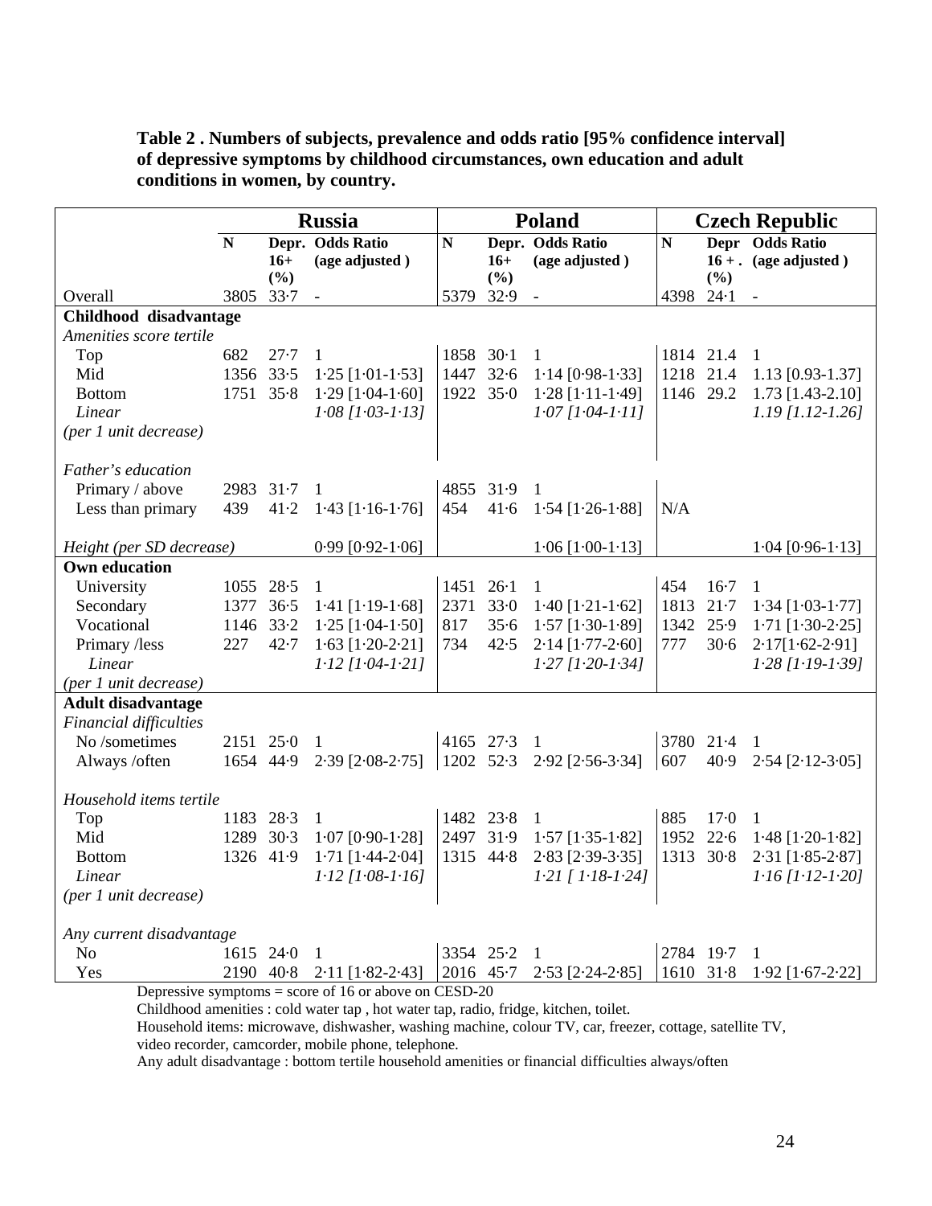**Table 2 . Numbers of subjects, prevalence and odds ratio [95% confidence interval] of depressive symptoms by childhood circumstances, own education and adult conditions in women, by country.**

| | Russia | | | Poland | | | Czech Republic | | |
|---|---|---|---|---|---|---|---|---|---|
| | N | Depr. 16+ (%) | Odds Ratio (age adjusted ) | N | Depr. 16+ (%) | Odds Ratio (age adjusted ) | N | Depr 16 + . (%) | Odds Ratio (age adjusted ) |
| Overall | 3805 | 33·7 | - | 5379 | 32·9 | - | 4398 | 24·1 | - |
| **Childhood disadvantage** | | | | | | | | | |
| *Amenities score tertile* | | | | | | | | | |
| Top | 682 | 27·7 | 1 | 1858 | 30·1 | 1 | 1814 | 21.4 | 1 |
| Mid | 1356 | 33·5 | 1·25 [1·01-1·53] | 1447 | 32·6 | 1·14 [0·98-1·33] | 1218 | 21.4 | 1.13 [0.93-1.37] |
| Bottom | 1751 | 35·8 | 1·29 [1·04-1·60] | 1922 | 35·0 | 1·28 [1·11-1·49] | 1146 | 29.2 | 1.73 [1.43-2.10] |
| *Linear (per 1 unit decrease)* | | | *1·08 [1·03-1·13]* | | | *1·07 [1·04-1·11]* | | | *1.19 [1.12-1.26]* |
| *Father's education* | | | | | | | | | |
| Primary / above | 2983 | 31·7 | 1 | 4855 | 31·9 | 1 | N/A | | |
| Less than primary | 439 | 41·2 | 1·43 [1·16-1·76] | 454 | 41·6 | 1·54 [1·26-1·88] | | | |
| *Height (per SD decrease)* | | | 0·99 [0·92-1·06] | | | 1·06 [1·00-1·13] | | | 1·04 [0·96-1·13] |
| **Own education** | | | | | | | | | |
| University | 1055 | 28·5 | 1 | 1451 | 26·1 | 1 | 454 | 16·7 | 1 |
| Secondary | 1377 | 36·5 | 1·41 [1·19-1·68] | 2371 | 33·0 | 1·40 [1·21-1·62] | 1813 | 21·7 | 1·34 [1·03-1·77] |
| Vocational | 1146 | 33·2 | 1·25 [1·04-1·50] | 817 | 35·6 | 1·57 [1·30-1·89] | 1342 | 25·9 | 1·71 [1·30-2·25] |
| Primary /less | 227 | 42·7 | 1·63 [1·20-2·21] | 734 | 42·5 | 2·14 [1·77-2·60] | 777 | 30·6 | 2·17[1·62-2·91] |
| *Linear (per 1 unit decrease)* | | | *1·12 [1·04-1·21]* | | | *1·27 [1·20-1·34]* | | | *1·28 [1·19-1·39]* |
| **Adult disadvantage** | | | | | | | | | |
| *Financial difficulties* | | | | | | | | | |
| No /sometimes | 2151 | 25·0 | 1 | 4165 | 27·3 | 1 | 3780 | 21·4 | 1 |
| Always /often | 1654 | 44·9 | 2·39 [2·08-2·75] | 1202 | 52·3 | 2·92 [2·56-3·34] | 607 | 40·9 | 2·54 [2·12-3·05] |
| *Household items tertile* | | | | | | | | | |
| Top | 1183 | 28·3 | 1 | 1482 | 23·8 | 1 | 885 | 17·0 | 1 |
| Mid | 1289 | 30·3 | 1·07 [0·90-1·28] | 2497 | 31·9 | 1·57 [1·35-1·82] | 1952 | 22·6 | 1·48 [1·20-1·82] |
| Bottom | 1326 | 41·9 | 1·71 [1·44-2·04] | 1315 | 44·8 | 2·83 [2·39-3·35] | 1313 | 30·8 | 2·31 [1·85-2·87] |
| *Linear (per 1 unit decrease)* | | | *1·12 [1·08-1·16]* | | | *1·21 [ 1·18-1·24]* | | | *1·16 [1·12-1·20]* |
| *Any current disadvantage* | | | | | | | | | |
| No | 1615 | 24·0 | 1 | 3354 | 25·2 | 1 | 2784 | 19·7 | 1 |
| Yes | 2190 | 40·8 | 2·11 [1·82-2·43] | 2016 | 45·7 | 2·53 [2·24-2·85] | 1610 | 31·8 | 1·92 [1·67-2·22] |

Depressive symptoms = score of 16 or above on CESD-20

Childhood amenities : cold water tap , hot water tap, radio, fridge, kitchen, toilet.

Household items: microwave, dishwasher, washing machine, colour TV, car, freezer, cottage, satellite TV, video recorder, camcorder, mobile phone, telephone.

Any adult disadvantage : bottom tertile household amenities or financial difficulties always/often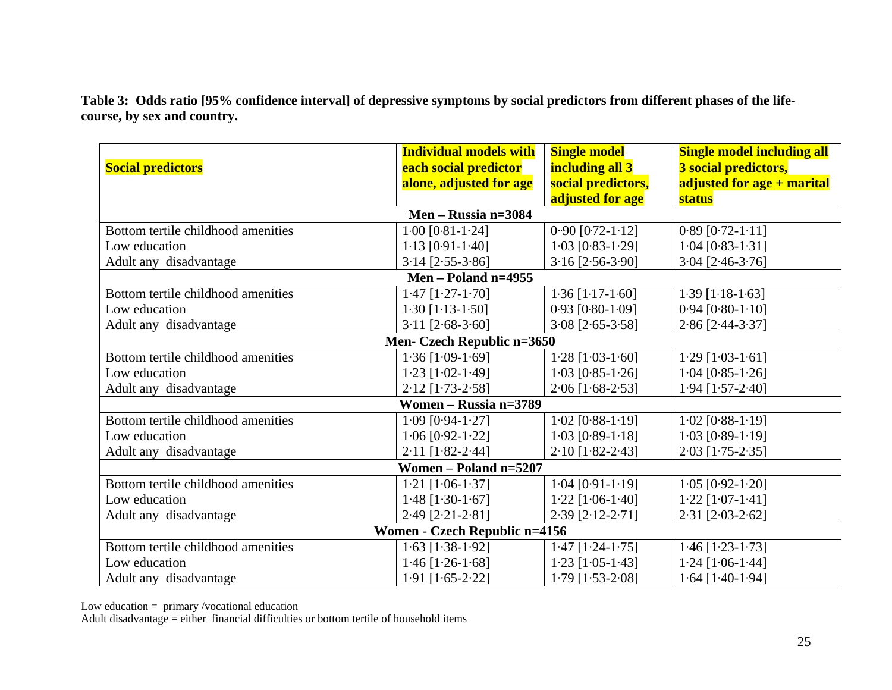**Table 3: Odds ratio [95% confidence interval] of depressive symptoms by social predictors from different phases of the life-course, by sex and country.**

| **Social predictors** | **Individual models with each social predictor alone, adjusted for age** | **Single model including all 3 social predictors, adjusted for age** | **Single model including all 3 social predictors, adjusted for age + marital status** |
|---|---|---|---|
| **Men – Russia n=3084** | | | |
| Bottom tertile childhood amenities | 1·00 [0·81-1·24] | 0··90 [0·72-1·12] | 0·89 [0·72-1·11] |
| Low education | 1·13 [0·91-1·40] | 1·03 [0·83-1·29] | 1·04 [0·83-1·31] |
| Adult any disadvantage | 3·14 [2·55-3·86] | 3·16 [2·56-3·90] | 3·04 [2·46-3·76] |
| **Men – Poland n=4955** | | | |
| Bottom tertile childhood amenities | 1·47 [1·27-1·70] | 1·36 [1·17-1·60] | 1·39 [1·18-1·63] |
| Low education | 1·30 [1·13-1·50] | 0·93 [0·80-1·09] | 0·94 [0·80-1·10] |
| Adult any disadvantage | 3·11 [2·68-3·60] | 3·08 [2·65-3·58] | 2·86 [2·44-3·37] |
| **Men- Czech Republic n=3650** | | | |
| Bottom tertile childhood amenities | 1·36 [1·09-1·69] | 1·28 [1·03-1·60] | 1·29 [1·03-1·61] |
| Low education | 1·23 [1·02-1·49] | 1·03 [0·85-1·26] | 1·04 [0·85-1·26] |
| Adult any disadvantage | 2·12 [1·73-2·58] | 2·06 [1·68-2·53] | 1·94 [1·57-2·40] |
| **Women – Russia n=3789** | | | |
| Bottom tertile childhood amenities | 1·09 [0·94-1·27] | 1·02 [0·88-1·19] | 1·02 [0·88-1·19] |
| Low education | 1·06 [0·92-1·22] | 1·03 [0·89-1·18] | 1·03 [0·89-1·19] |
| Adult any disadvantage | 2·11 [1·82-2·44] | 2·10 [1·82-2·43] | 2·03 [1·75-2·35] |
| **Women – Poland n=5207** | | | |
| Bottom tertile childhood amenities | 1·21 [1·06-1·37] | 1·04 [0·91-1·19] | 1·05 [0·92-1·20] |
| Low education | 1·48 [1·30-1·67] | 1·22 [1·06-1·40] | 1·22 [1·07-1·41] |
| Adult any disadvantage | 2·49 [2·21-2·81] | 2·39 [2·12-2·71] | 2·31 [2·03-2·62] |
| **Women - Czech Republic n=4156** | | | |
| Bottom tertile childhood amenities | 1·63 [1·38-1·92] | 1·47 [1·24-1·75] | 1·46 [1·23-1·73] |
| Low education | 1·46 [1·26-1·68] | 1·23 [1·05-1·43] | 1·24 [1·06-1·44] |
| Adult any disadvantage | 1·91 [1·65-2·22] | 1·79 [1·53-2·08] | 1·64 [1·40-1·94] |

Low education = primary /vocational education
Adult disadvantage = either financial difficulties or bottom tertile of household items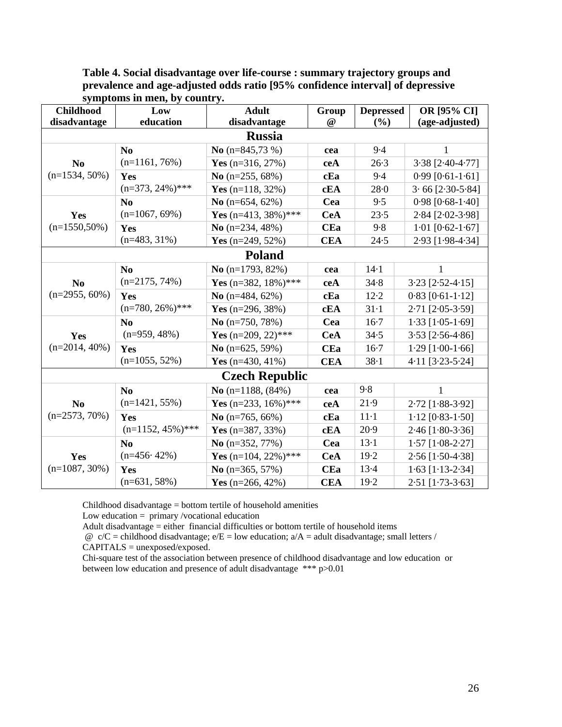**Table 4. Social disadvantage over life-course : summary trajectory groups and prevalence and age-adjusted odds ratio [95% confidence interval] of depressive symptoms in men, by country.**

| Childhood disadvantage | Low education | Adult disadvantage | Group @ | Depressed (%) | OR [95% CI] (age-adjusted) |
|---|---|---|---|---|---|
| **Russia** | | | | | |
| **No** (n=1534, 50%) | **No** (n=1161, 76%) | **No** (n=845,73 %) | **cea** | 9·4 | 1 |
| | | **Yes** (n=316, 27%) | **ceA** | 26·3 | 3·38 [2·40-4·77] |
| | **Yes** (n=373, 24%)*** | **No** (n=255, 68%) | **cEa** | 9·4 | 0·99 [0·61-1·61] |
| | | **Yes** (n=118, 32%) | **cEA** | 28·0 | 3· 66 [2·30-5·84] |
| **Yes** (n=1550,50%) | **No** (n=1067, 69%) | **No** (n=654, 62%) | **Cea** | 9·5 | 0·98 [0·68-1·40] |
| | | **Yes** (n=413, 38%)*** | **CeA** | 23·5 | 2·84 [2·02-3·98] |
| | **Yes** (n=483, 31%) | **No** (n=234, 48%) | **CEa** | 9·8 | 1·01 [0·62-1·67] |
| | | **Yes** (n=249, 52%) | **CEA** | 24·5 | 2·93 [1·98-4·34] |
| **Poland** | | | | | |
| **No** (n=2955, 60%) | **No** (n=2175, 74%) | **No** (n=1793, 82%) | **cea** | 14·1 | 1 |
| | | **Yes** (n=382, 18%)*** | **ceA** | 34·8 | 3·23 [2·52-4·15] |
| | **Yes** (n=780, 26%)*** | **No** (n=484, 62%) | **cEa** | 12·2 | 0·83 [0·61-1·12] |
| | | **Yes** (n=296, 38%) | **cEA** | 31·1 | 2·71 [2·05-3·59] |
| **Yes** (n=2014, 40%) | **No** (n=959, 48%) | **No** (n=750, 78%) | **Cea** | 16·7 | 1·33 [1·05-1·69] |
| | | **Yes** (n=209, 22)*** | **CeA** | 34·5 | 3·53 [2·56-4·86] |
| | **Yes** (n=1055, 52%) | **No** (n=625, 59%) | **CEa** | 16·7 | 1·29 [1·00-1·66] |
| | | **Yes** (n=430, 41%) | **CEA** | 38·1 | 4·11 [3·23-5·24] |
| **Czech Republic** | | | | | |
| **No** (n=2573, 70%) | **No** (n=1421, 55%) | **No** (n=1188, (84%) | **cea** | 9·8 | 1 |
| | | **Yes** (n=233, 16%)*** | **ceA** | 21·9 | 2·72 [1·88-3·92] |
| | **Yes** (n=1152, 45%)*** | **No** (n=765, 66%) | **cEa** | 11·1 | 1·12 [0·83-1·50] |
| | | **Yes** (n=387, 33%) | **cEA** | 20·9 | 2·46 [1·80-3·36] |
| **Yes** (n=1087, 30%) | **No** (n=456· 42%) | **No** (n=352, 77%) | **Cea** | 13·1 | 1·57 [1·08-2·27] |
| | | **Yes** (n=104, 22%)*** | **CeA** | 19·2 | 2·56 [1·50-4·38] |
| | **Yes** (n=631, 58%) | **No** (n=365, 57%) | **CEa** | 13·4 | 1·63 [1·13-2·34] |
| | | **Yes** (n=266, 42%) | **CEA** | 19·2 | 2·51 [1·73-3·63] |

Childhood disadvantage = bottom tertile of household amenities
Low education = primary /vocational education
Adult disadvantage = either financial difficulties or bottom tertile of household items
@ c/C = childhood disadvantage; e/E = low education; a/A = adult disadvantage; small letters / CAPITALS = unexposed/exposed.
Chi-square test of the association between presence of childhood disadvantage and low education or between low education and presence of adult disadvantage *** p>0.01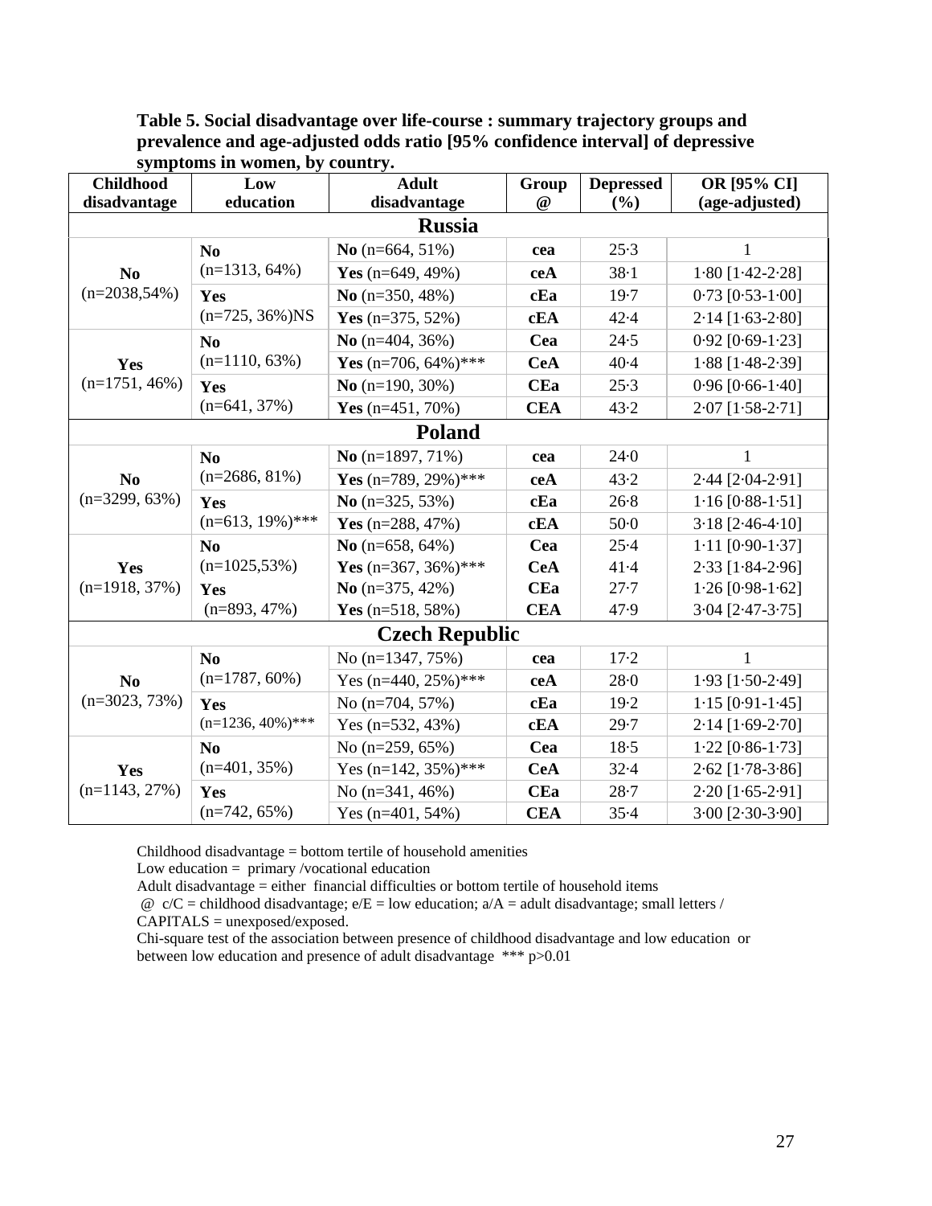**Table 5. Social disadvantage over life-course : summary trajectory groups and prevalence and age-adjusted odds ratio [95% confidence interval] of depressive symptoms in women, by country.**

| Childhood disadvantage | Low education | Adult disadvantage | Group @ | Depressed (%) | OR [95% CI] (age-adjusted) |
|---|---|---|---|---|---|
| **Russia** | | | | | |
| **No** (n=2038,54%) | **No** (n=1313, 64%) | **No** (n=664, 51%) | **cea** | 25·3 | 1 |
| | | **Yes** (n=649, 49%) | **ceA** | 38·1 | 1·80 [1·42-2·28] |
| | **Yes** (n=725, 36%)NS | **No** (n=350, 48%) | **cEa** | 19·7 | 0·73 [0·53-1·00] |
| | | **Yes** (n=375, 52%) | **cEA** | 42·4 | 2·14 [1·63-2·80] |
| **Yes** (n=1751, 46%) | **No** (n=1110, 63%) | **No** (n=404, 36%) | **Cea** | 24·5 | 0·92 [0·69-1·23] |
| | | **Yes** (n=706, 64%)*** | **CeA** | 40·4 | 1·88 [1·48-2·39] |
| | **Yes** (n=641, 37%) | **No** (n=190, 30%) | **CEa** | 25·3 | 0·96 [0·66-1·40] |
| | | **Yes** (n=451, 70%) | **CEA** | 43·2 | 2·07 [1·58-2·71] |
| **Poland** | | | | | |
| **No** (n=3299, 63%) | **No** (n=2686, 81%) | **No** (n=1897, 71%) | **cea** | 24·0 | 1 |
| | | **Yes** (n=789, 29%)*** | **ceA** | 43·2 | 2·44 [2·04-2·91] |
| | **Yes** (n=613, 19%)*** | **No** (n=325, 53%) | **cEa** | 26·8 | 1·16 [0·88-1·51] |
| | | **Yes** (n=288, 47%) | **cEA** | 50·0 | 3·18 [2·46-4·10] |
| **Yes** (n=1918, 37%) | **No** (n=1025,53%) | **No** (n=658, 64%) | **Cea** | 25·4 | 1·11 [0·90-1·37] |
| | | **Yes** (n=367, 36%)*** | **CeA** | 41·4 | 2·33 [1·84-2·96] |
| | **Yes** (n=893, 47%) | **No** (n=375, 42%) | **CEa** | 27·7 | 1·26 [0·98-1·62] |
| | | **Yes** (n=518, 58%) | **CEA** | 47·9 | 3·04 [2·47-3·75] |
| **Czech Republic** | | | | | |
| **No** (n=3023, 73%) | **No** (n=1787, 60%) | No (n=1347, 75%) | **cea** | 17·2 | 1 |
| | | Yes (n=440, 25%)*** | **ceA** | 28·0 | 1·93 [1·50-2·49] |
| | **Yes** (n=1236, 40%)*** | No (n=704, 57%) | **cEa** | 19·2 | 1·15 [0·91-1·45] |
| | | Yes (n=532, 43%) | **cEA** | 29·7 | 2·14 [1·69-2·70] |
| **Yes** (n=1143, 27%) | **No** (n=401, 35%) | No (n=259, 65%) | **Cea** | 18·5 | 1·22 [0·86-1·73] |
| | | Yes (n=142, 35%)*** | **CeA** | 32·4 | 2·62 [1·78-3·86] |
| | **Yes** (n=742, 65%) | No (n=341, 46%) | **CEa** | 28·7 | 2·20 [1·65-2·91] |
| | | Yes (n=401, 54%) | **CEA** | 35·4 | 3·00 [2·30-3·90] |

Childhood disadvantage = bottom tertile of household amenities
Low education = primary /vocational education
Adult disadvantage = either financial difficulties or bottom tertile of household items
@ c/C = childhood disadvantage; e/E = low education; a/A = adult disadvantage; small letters / CAPITALS = unexposed/exposed.
Chi-square test of the association between presence of childhood disadvantage and low education or between low education and presence of adult disadvantage *** p>0.01